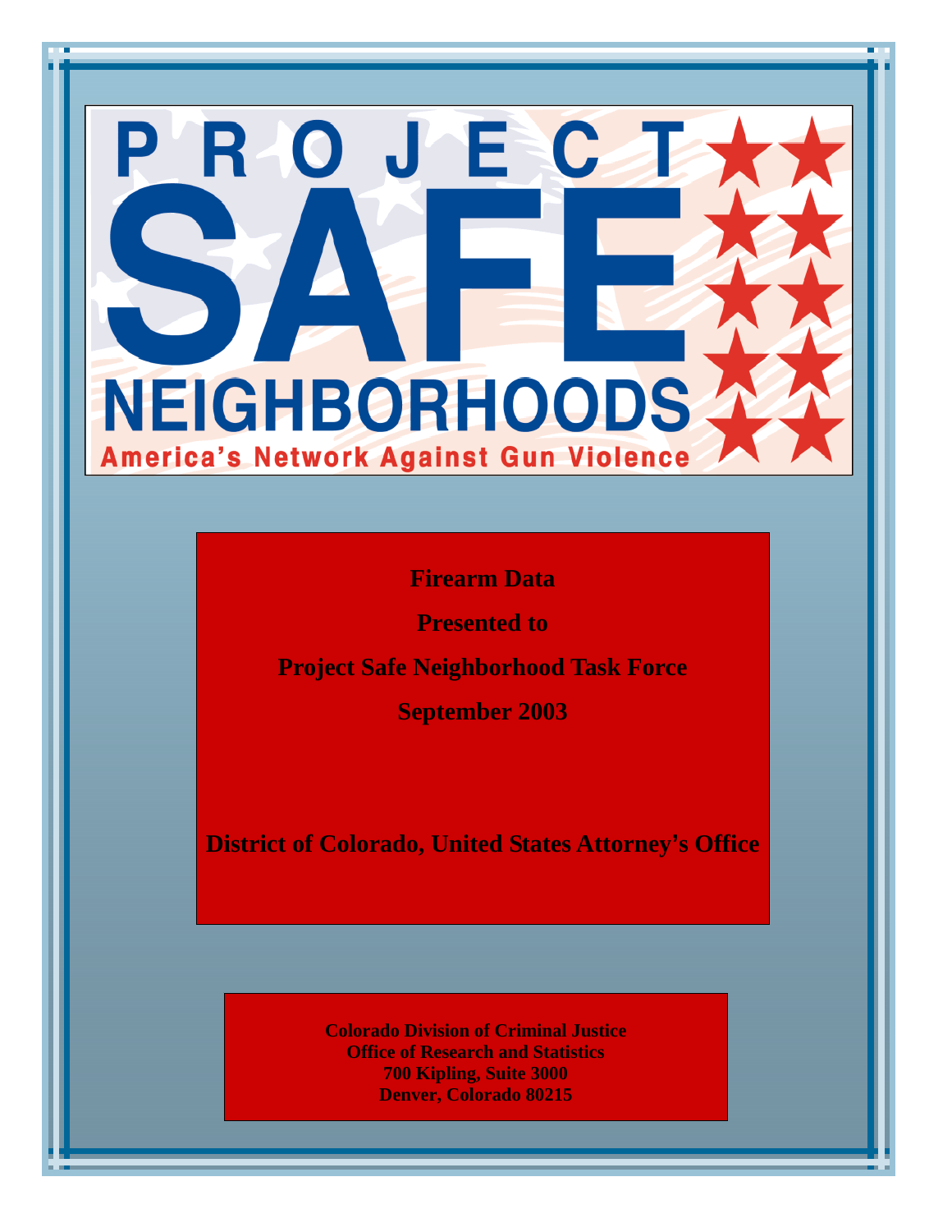# PROJECT SAFE NEIGHBORHOODS

America's Network Against Gun Violence

**Firearm Data**

**Presented to**

**Project Safe Neighborhood Task Force**

**September 2003**

**District of Colorado, United States Attorney's Office**

**Colorado Division of Criminal Justice**
**Office of Research and Statistics**
**700 Kipling, Suite 3000**
**Denver, Colorado 80215**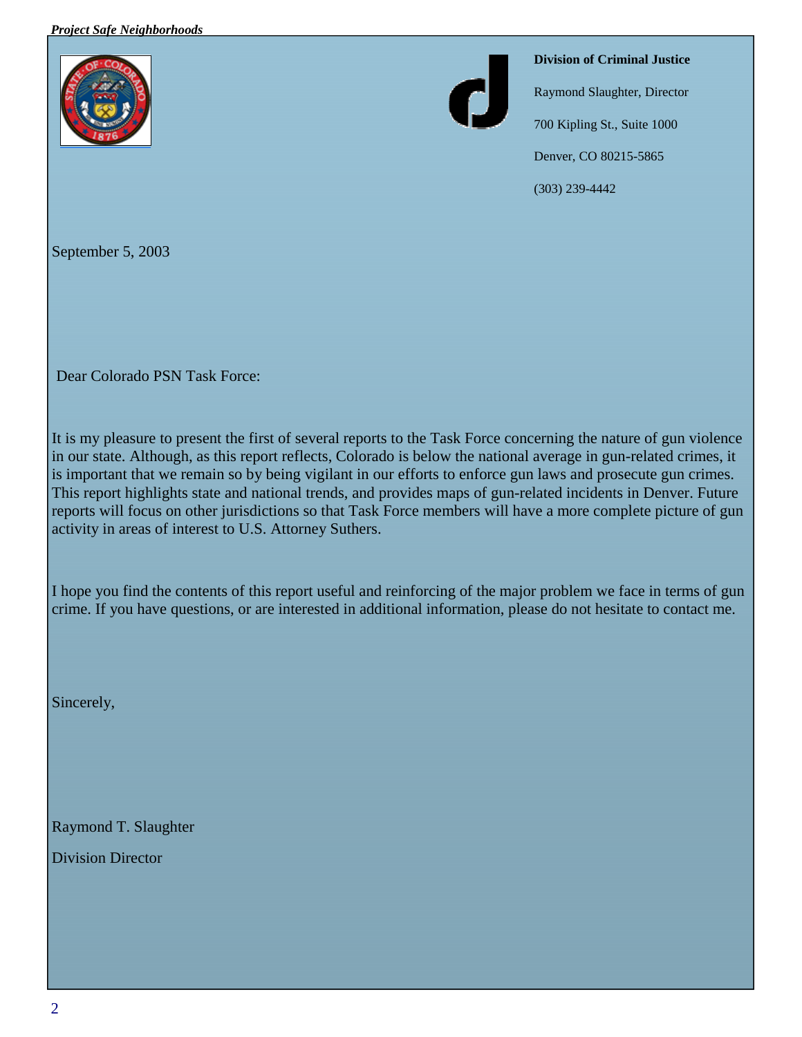**Division of Criminal Justice**

Raymond Slaughter, Director

700 Kipling St., Suite 1000

Denver, CO 80215-5865

(303) 239-4442

September 5, 2003

Dear Colorado PSN Task Force:

It is my pleasure to present the first of several reports to the Task Force concerning the nature of gun violence in our state. Although, as this report reflects, Colorado is below the national average in gun-related crimes, it is important that we remain so by being vigilant in our efforts to enforce gun laws and prosecute gun crimes. This report highlights state and national trends, and provides maps of gun-related incidents in Denver. Future reports will focus on other jurisdictions so that Task Force members will have a more complete picture of gun activity in areas of interest to U.S. Attorney Suthers.

I hope you find the contents of this report useful and reinforcing of the major problem we face in terms of gun crime. If you have questions, or are interested in additional information, please do not hesitate to contact me.

Sincerely,

Raymond T. Slaughter

Division Director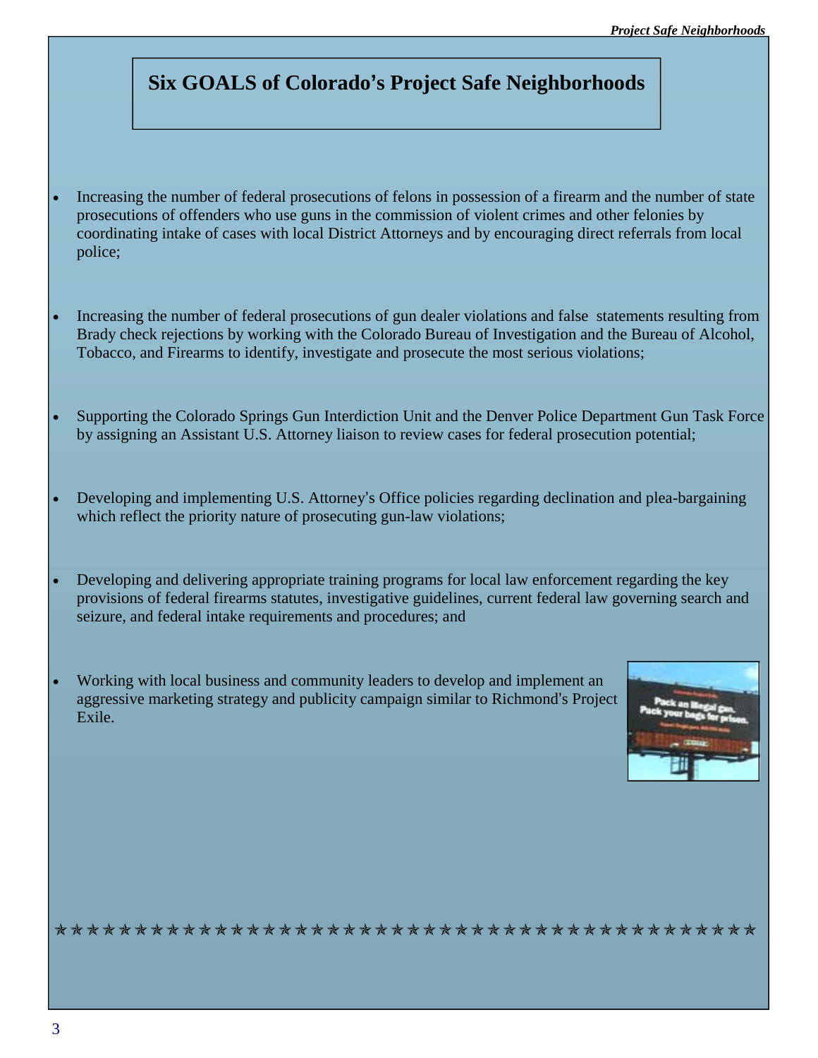## Six GOALS of Colorado's Project Safe Neighborhoods

- Increasing the number of federal prosecutions of felons in possession of a firearm and the number of state prosecutions of offenders who use guns in the commission of violent crimes and other felonies by coordinating intake of cases with local District Attorneys and by encouraging direct referrals from local police;

- Increasing the number of federal prosecutions of gun dealer violations and false statements resulting from Brady check rejections by working with the Colorado Bureau of Investigation and the Bureau of Alcohol, Tobacco, and Firearms to identify, investigate and prosecute the most serious violations;

- Supporting the Colorado Springs Gun Interdiction Unit and the Denver Police Department Gun Task Force by assigning an Assistant U.S. Attorney liaison to review cases for federal prosecution potential;

- Developing and implementing U.S. Attorney's Office policies regarding declination and plea-bargaining which reflect the priority nature of prosecuting gun-law violations;

- Developing and delivering appropriate training programs for local law enforcement regarding the key provisions of federal firearms statutes, investigative guidelines, current federal law governing search and seizure, and federal intake requirements and procedures; and

- Working with local business and community leaders to develop and implement an aggressive marketing strategy and publicity campaign similar to Richmond's Project Exile.

✯✯✯✯✯✯✯✯✯✯✯✯✯✯✯✯✯✯✯✯✯✯✯✯✯✯✯✯✯✯✯✯✯✯✯✯✯✯✯✯✯✯✯✯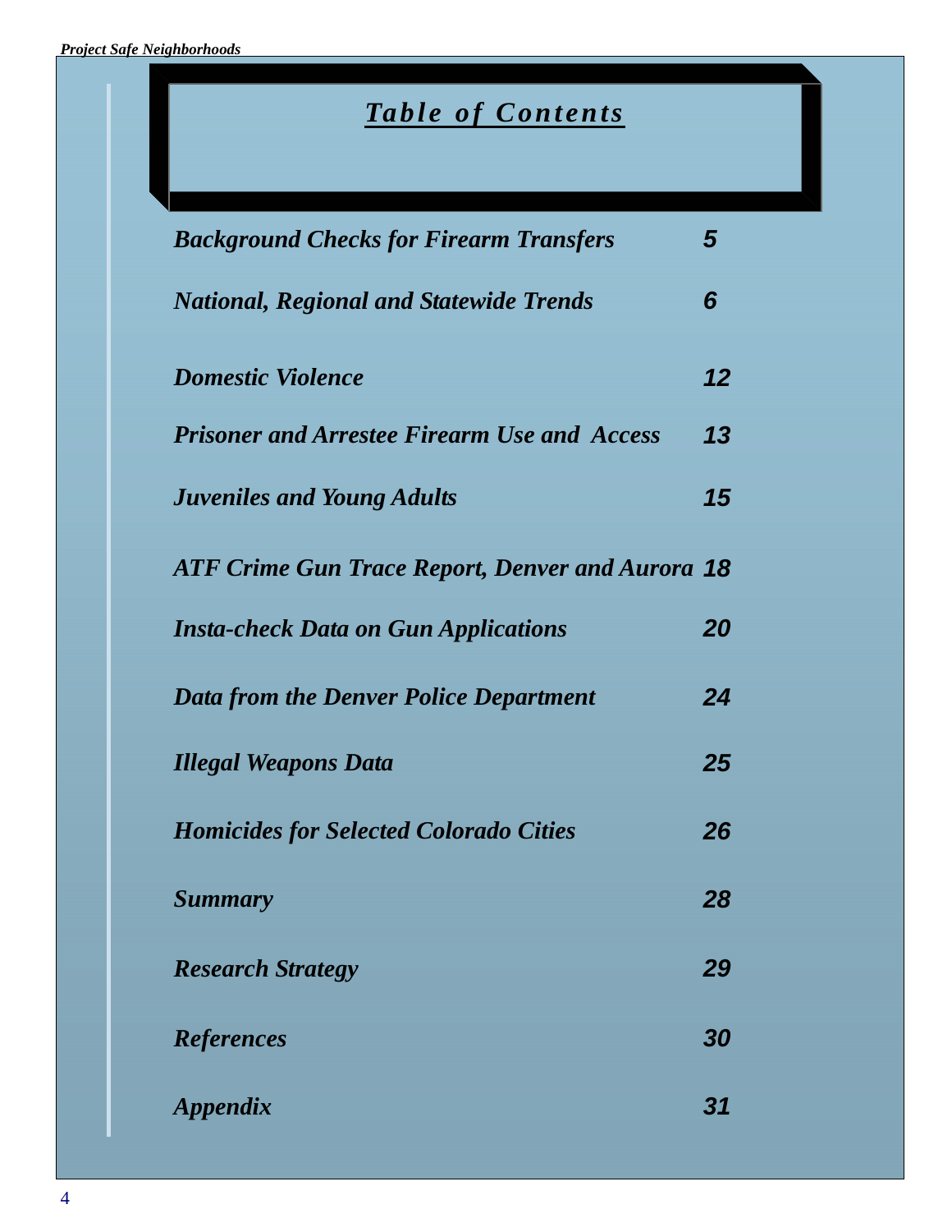# Table of Contents

| | |
|---|---|
| *Background Checks for Firearm Transfers* | 5 |
| *National, Regional and Statewide Trends* | 6 |
| *Domestic Violence* | 12 |
| *Prisoner and Arrestee Firearm Use and Access* | 13 |
| *Juveniles and Young Adults* | 15 |
| *ATF Crime Gun Trace Report, Denver and Aurora* | 18 |
| *Insta-check Data on Gun Applications* | 20 |
| *Data from the Denver Police Department* | 24 |
| *Illegal Weapons Data* | 25 |
| *Homicides for Selected Colorado Cities* | 26 |
| *Summary* | 28 |
| *Research Strategy* | 29 |
| *References* | 30 |
| *Appendix* | 31 |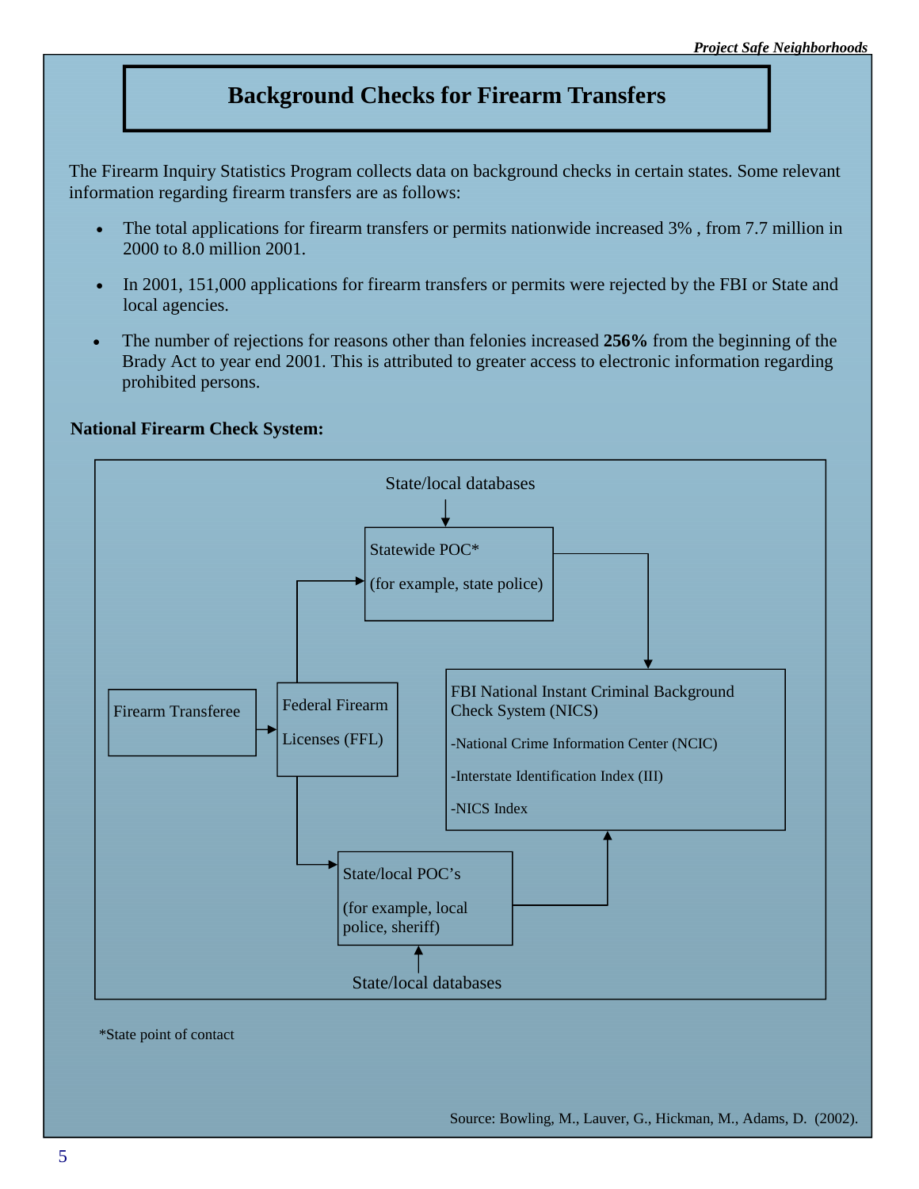# Background Checks for Firearm Transfers

The Firearm Inquiry Statistics Program collects data on background checks in certain states. Some relevant information regarding firearm transfers are as follows:

- The total applications for firearm transfers or permits nationwide increased 3% , from 7.7 million in 2000 to 8.0 million 2001.
- In 2001, 151,000 applications for firearm transfers or permits were rejected by the FBI or State and local agencies.
- The number of rejections for reasons other than felonies increased **256%** from the beginning of the Brady Act to year end 2001. This is attributed to greater access to electronic information regarding prohibited persons.

**National Firearm Check System:**

State/local databases

Statewide POC*

(for example, state police)

Firearm Transferee

Federal Firearm Licenses (FFL)

FBI National Instant Criminal Background Check System (NICS)

-National Crime Information Center (NCIC)

-Interstate Identification Index (III)

-NICS Index

State/local POC's

(for example, local police, sheriff)

State/local databases

*State point of contact

Source: Bowling, M., Lauver, G., Hickman, M., Adams, D. (2002).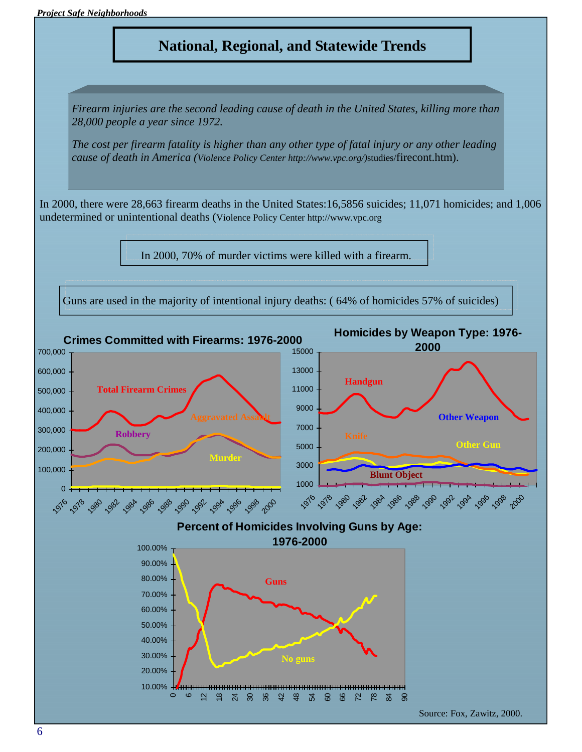# National, Regional, and Statewide Trends

*Firearm injuries are the second leading cause of death in the United States, killing more than 28,000 people a year since 1972.*

*The cost per firearm fatality is higher than any other type of fatal injury or any other leading cause of death in America (Violence Policy Center http://www.vpc.org/)*studies/firecont.htm).

In 2000, there were 28,663 firearm deaths in the United States:16,5856 suicides; 11,071 homicides; and 1,006 undetermined or unintentional deaths (Violence Policy Center http://www.vpc.org

In 2000, 70% of murder victims were killed with a firearm.

Guns are used in the majority of intentional injury deaths: ( 64% of homicides 57% of suicides)

**Crimes Committed with Firearms: 1976-2000**

**Homicides by Weapon Type: 1976-2000**

**Percent of Homicides Involving Guns by Age: 1976-2000**

Source: Fox, Zawitz, 2000.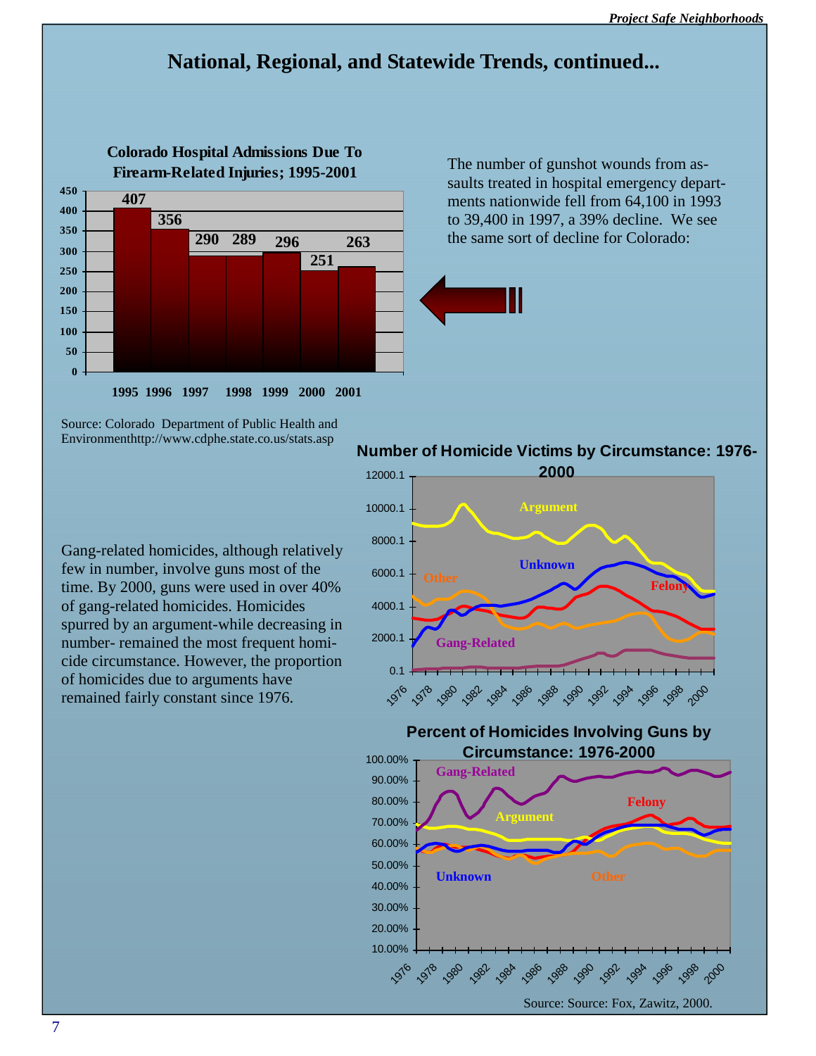# National, Regional, and Statewide Trends, continued...

**Colorado Hospital Admissions Due To Firearm-Related Injuries; 1995-2001**

| Year | Admissions |
|---|---|
| 1995 | 407 |
| 1996 | 356 |
| 1997 | 290 |
| 1998 | 289 |
| 1999 | 296 |
| 2000 | 251 |
| 2001 | 263 |

Source: Colorado Department of Public Health and Environmenthttp://www.cdphe.state.co.us/stats.asp

The number of gunshot wounds from assaults treated in hospital emergency departments nationwide fell from 64,100 in 1993 to 39,400 in 1997, a 39% decline. We see the same sort of decline for Colorado:

Gang-related homicides, although relatively few in number, involve guns most of the time. By 2000, guns were used in over 40% of gang-related homicides. Homicides spurred by an argument-while decreasing in number- remained the most frequent homicide circumstance. However, the proportion of homicides due to arguments have remained fairly constant since 1976.

**Number of Homicide Victims by Circumstance: 1976-2000**

**Percent of Homicides Involving Guns by Circumstance: 1976-2000**

Source: Source: Fox, Zawitz, 2000.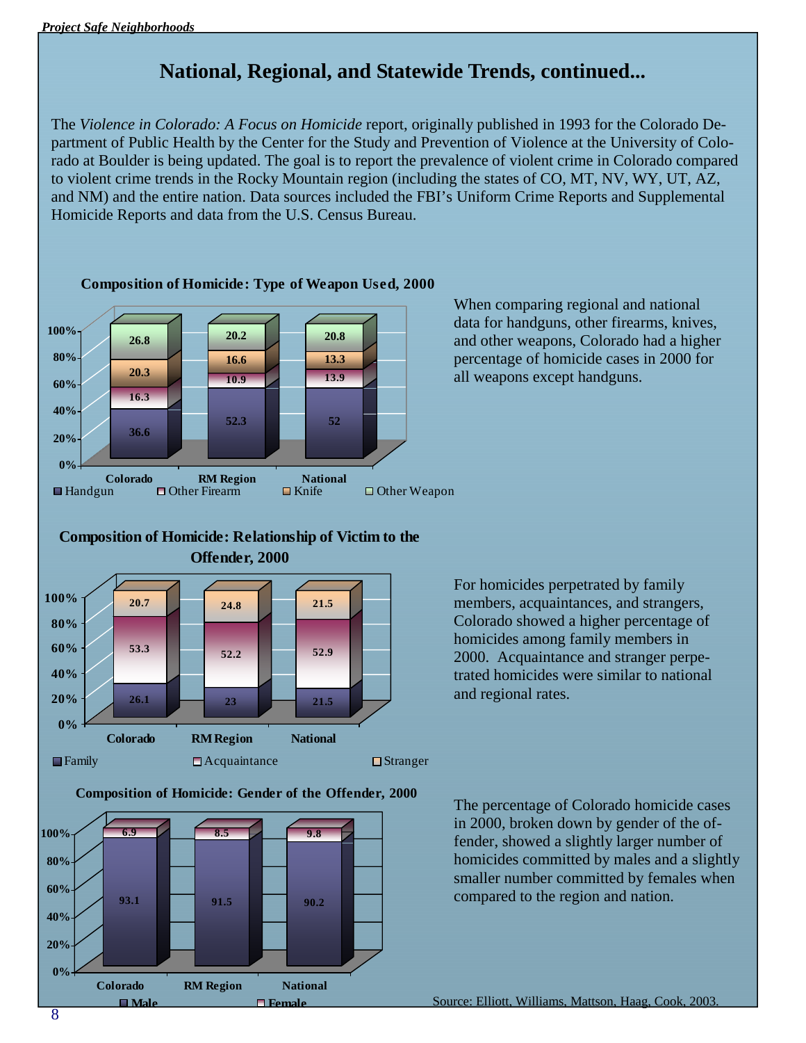## National, Regional, and Statewide Trends, continued...

The *Violence in Colorado: A Focus on Homicide* report, originally published in 1993 for the Colorado Department of Public Health by the Center for the Study and Prevention of Violence at the University of Colorado at Boulder is being updated. The goal is to report the prevalence of violent crime in Colorado compared to violent crime trends in the Rocky Mountain region (including the states of CO, MT, NV, WY, UT, AZ, and NM) and the entire nation. Data sources included the FBI's Uniform Crime Reports and Supplemental Homicide Reports and data from the U.S. Census Bureau.

**Composition of Homicide: Type of Weapon Used, 2000**

| | Colorado | RM Region | National |
|---|---|---|---|
| Handgun | 36.6 | 52.3 | 52 |
| Other Firearm | 16.3 | 10.9 | 13.9 |
| Knife | 20.3 | 16.6 | 13.3 |
| Other Weapon | 26.8 | 20.2 | 20.8 |

When comparing regional and national data for handguns, other firearms, knives, and other weapons, Colorado had a higher percentage of homicide cases in 2000 for all weapons except handguns.

**Composition of Homicide: Relationship of Victim to the Offender, 2000**

| | Colorado | RM Region | National |
|---|---|---|---|
| Family | 26.1 | 23 | 21.5 |
| Acquaintance | 53.3 | 52.2 | 52.9 |
| Stranger | 20.7 | 24.8 | 21.5 |

For homicides perpetrated by family members, acquaintances, and strangers, Colorado showed a higher percentage of homicides among family members in 2000. Acquaintance and stranger perpetrated homicides were similar to national and regional rates.

**Composition of Homicide: Gender of the Offender, 2000**

| | Colorado | RM Region | National |
|---|---|---|---|
| Male | 93.1 | 91.5 | 90.2 |
| Female | 6.9 | 8.5 | 9.8 |

The percentage of Colorado homicide cases in 2000, broken down by gender of the offender, showed a slightly larger number of homicides committed by males and a slightly smaller number committed by females when compared to the region and nation.

Source: Elliott, Williams, Mattson, Haag, Cook, 2003.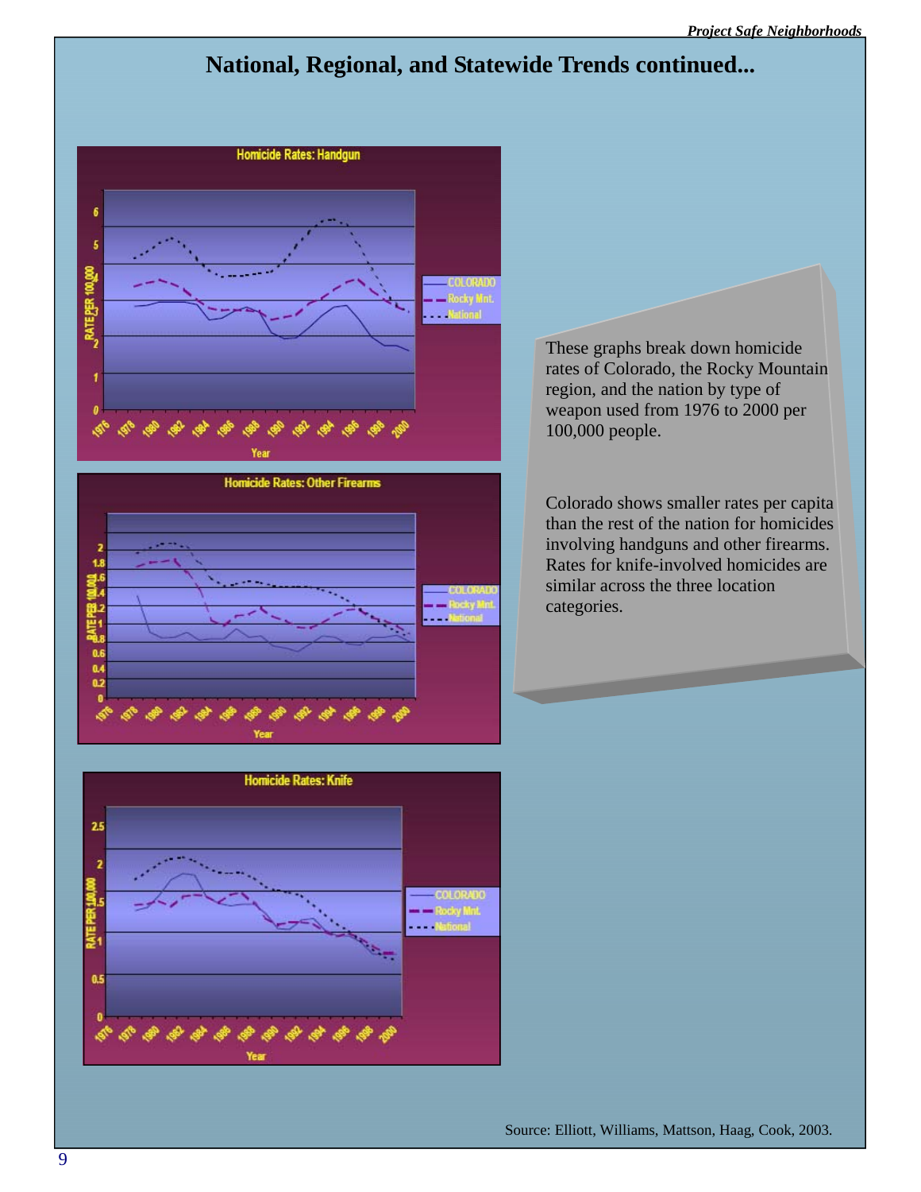# National, Regional, and Statewide Trends continued...

These graphs break down homicide rates of Colorado, the Rocky Mountain region, and the nation by type of weapon used from 1976 to 2000 per 100,000 people.

Colorado shows smaller rates per capita than the rest of the nation for homicides involving handguns and other firearms. Rates for knife-involved homicides are similar across the three location categories.

Source: Elliott, Williams, Mattson, Haag, Cook, 2003.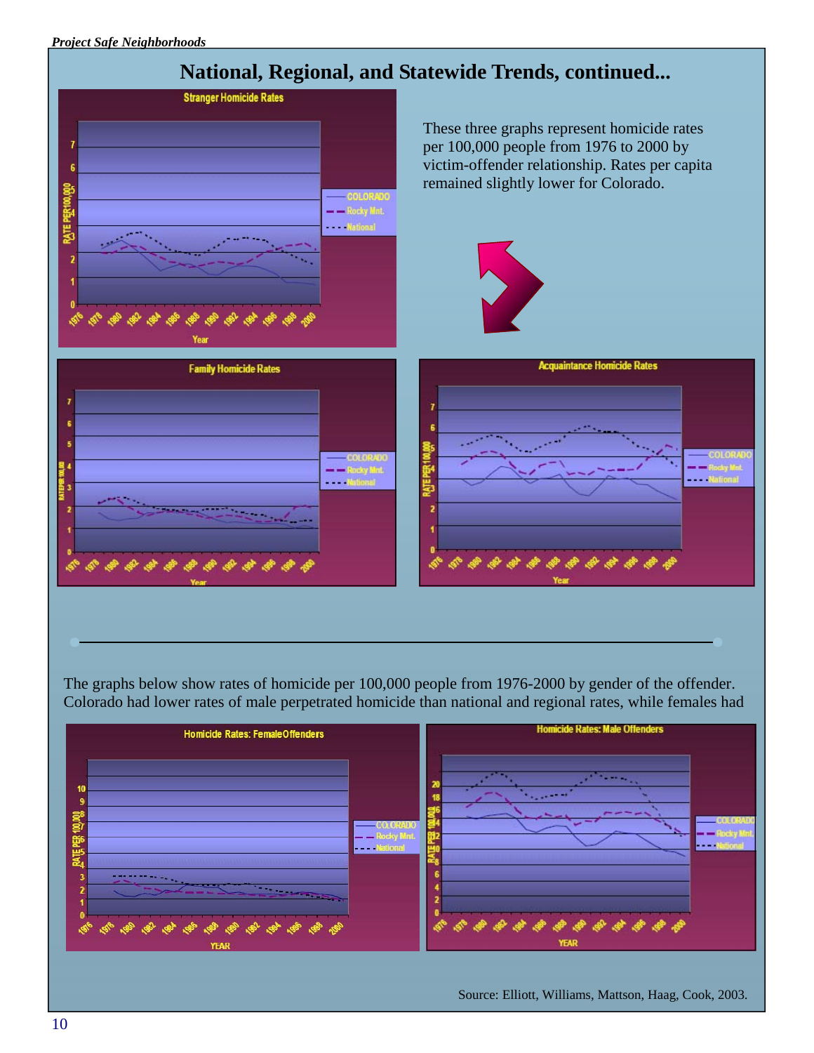## National, Regional, and Statewide Trends, continued...

These three graphs represent homicide rates per 100,000 people from 1976 to 2000 by victim-offender relationship. Rates per capita remained slightly lower for Colorado.

**Stranger Homicide Rates**

**Family Homicide Rates**

**Acquaintance Homicide Rates**

The graphs below show rates of homicide per 100,000 people from 1976-2000 by gender of the offender. Colorado had lower rates of male perpetrated homicide than national and regional rates, while females had

**Homicide Rates: Female Offenders**

**Homicide Rates: Male Offenders**

Source: Elliott, Williams, Mattson, Haag, Cook, 2003.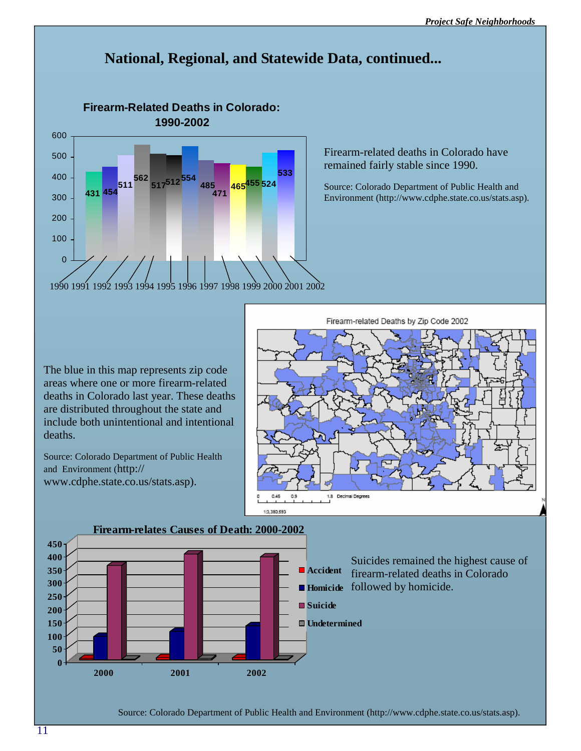## National, Regional, and Statewide Data, continued...

**Firearm-Related Deaths in Colorado: 1990-2002**

| Year | Deaths |
|---|---|
| 1990 | 431 |
| 1991 | 454 |
| 1992 | 511 |
| 1993 | 562 |
| 1994 | 517 |
| 1995 | 512 |
| 1996 | 554 |
| 1997 | 485 |
| 1998 | 471 |
| 1999 | 465 |
| 2000 | 455 |
| 2001 | 524 |
| 2002 | 533 |

Firearm-related deaths in Colorado have remained fairly stable since 1990.

Source: Colorado Department of Public Health and Environment (http://www.cdphe.state.co.us/stats.asp).

Firearm-related Deaths by Zip Code 2002

0 0.45 0.9 1.8 Decimal Degrees

1:3,380,593

The blue in this map represents zip code areas where one or more firearm-related deaths in Colorado last year. These deaths are distributed throughout the state and include both unintentional and intentional deaths.

Source: Colorado Department of Public Health and Environment (http://www.cdphe.state.co.us/stats.asp).

**Firearm-relates Causes of Death: 2000-2002**

Legend: Accident, Homicide, Suicide, Undetermined

Suicides remained the highest cause of firearm-related deaths in Colorado followed by homicide.

Source: Colorado Department of Public Health and Environment (http://www.cdphe.state.co.us/stats.asp).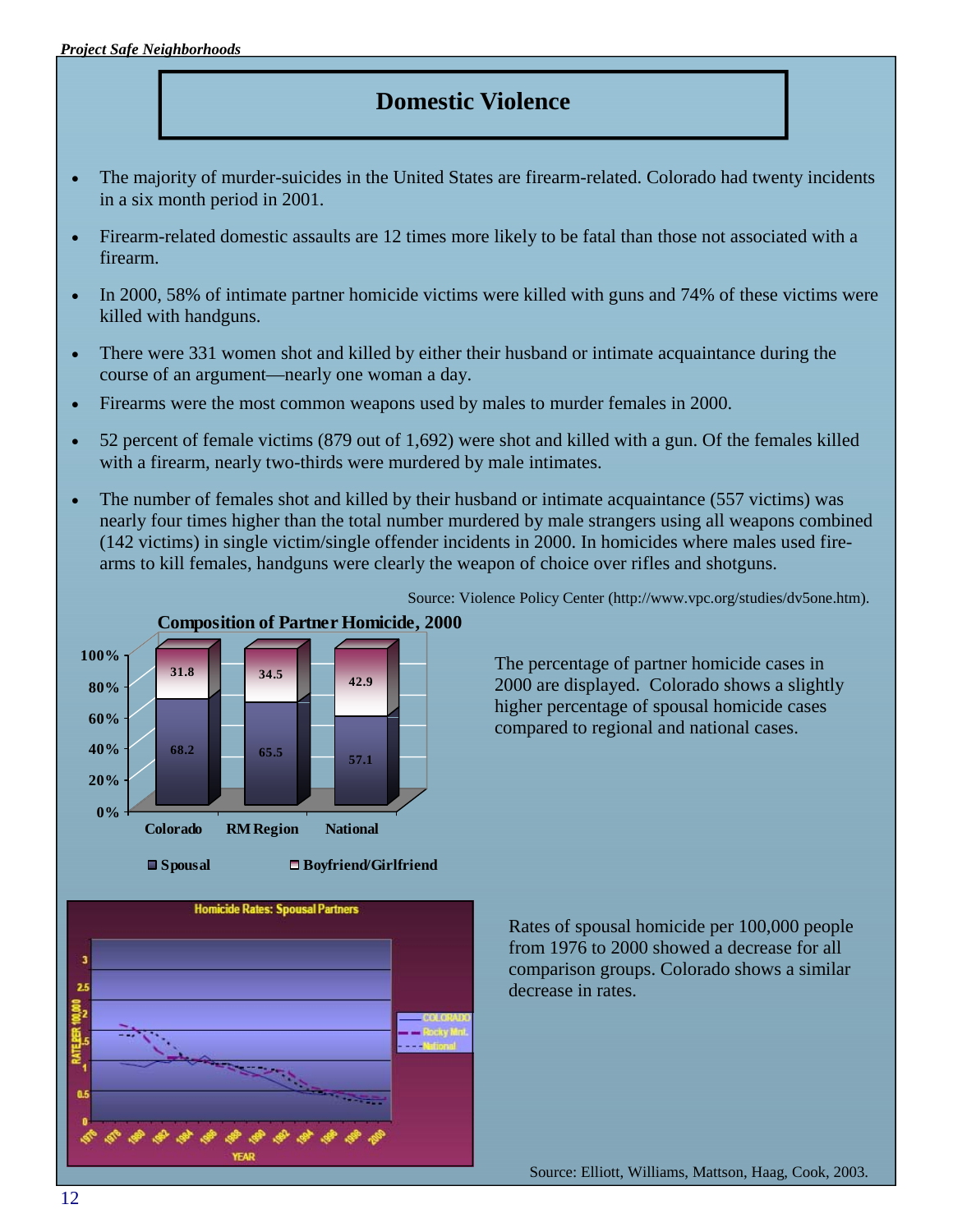# Domestic Violence

- The majority of murder-suicides in the United States are firearm-related. Colorado had twenty incidents in a six month period in 2001.
- Firearm-related domestic assaults are 12 times more likely to be fatal than those not associated with a firearm.
- In 2000, 58% of intimate partner homicide victims were killed with guns and 74% of these victims were killed with handguns.
- There were 331 women shot and killed by either their husband or intimate acquaintance during the course of an argument—nearly one woman a day.
- Firearms were the most common weapons used by males to murder females in 2000.
- 52 percent of female victims (879 out of 1,692) were shot and killed with a gun. Of the females killed with a firearm, nearly two-thirds were murdered by male intimates.
- The number of females shot and killed by their husband or intimate acquaintance (557 victims) was nearly four times higher than the total number murdered by male strangers using all weapons combined (142 victims) in single victim/single offender incidents in 2000. In homicides where males used firearms to kill females, handguns were clearly the weapon of choice over rifles and shotguns.

Source: Violence Policy Center (http://www.vpc.org/studies/dv5one.htm).

**Composition of Partner Homicide, 2000**

| | Colorado | RM Region | National |
|---|---|---|---|
| Spousal | 68.2 | 65.5 | 57.1 |
| Boyfriend/Girlfriend | 31.8 | 34.5 | 42.9 |

The percentage of partner homicide cases in 2000 are displayed. Colorado shows a slightly higher percentage of spousal homicide cases compared to regional and national cases.

**Homicide Rates: Spousal Partners**

Rates of spousal homicide per 100,000 people from 1976 to 2000 showed a decrease for all comparison groups. Colorado shows a similar decrease in rates.

Source: Elliott, Williams, Mattson, Haag, Cook, 2003.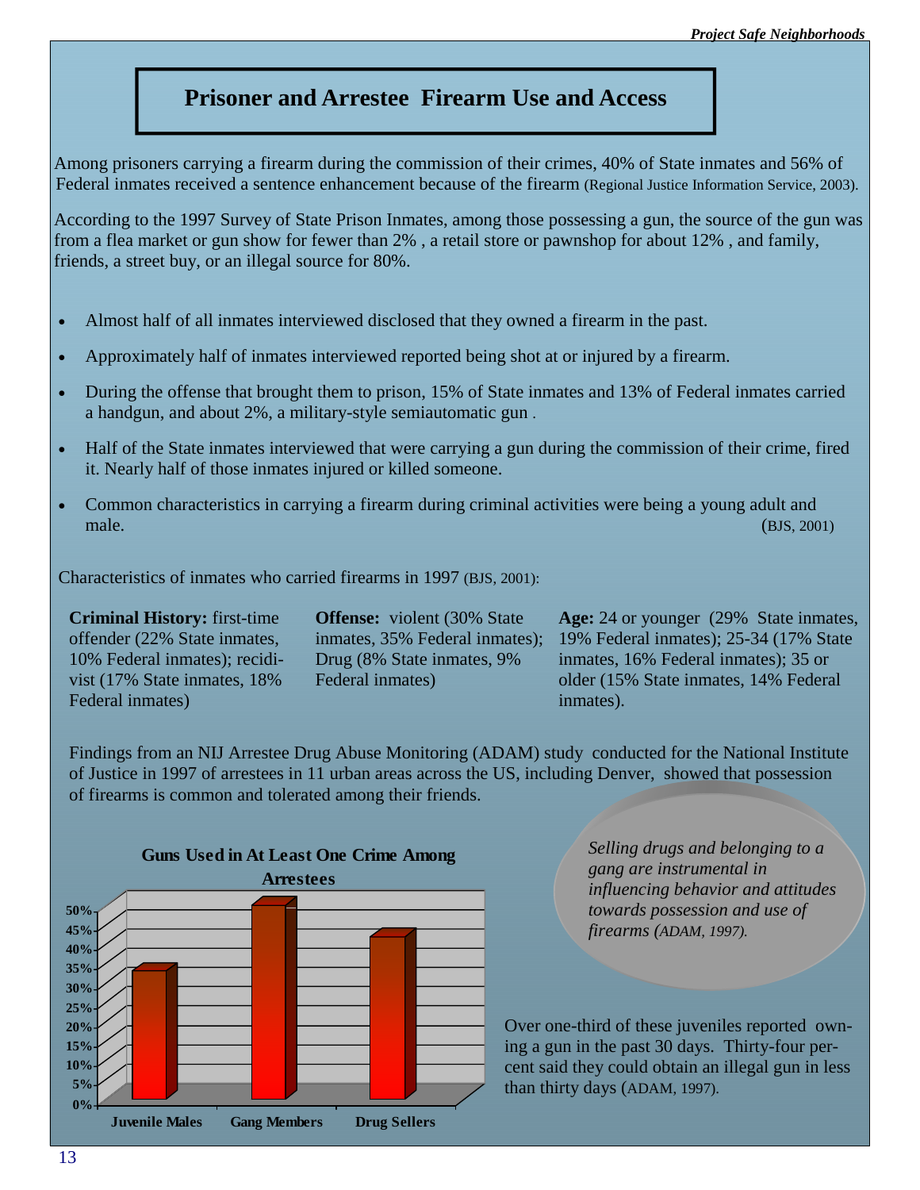# Prisoner and Arrestee Firearm Use and Access

Among prisoners carrying a firearm during the commission of their crimes, 40% of State inmates and 56% of Federal inmates received a sentence enhancement because of the firearm (Regional Justice Information Service, 2003).

According to the 1997 Survey of State Prison Inmates, among those possessing a gun, the source of the gun was from a flea market or gun show for fewer than 2% , a retail store or pawnshop for about 12% , and family, friends, a street buy, or an illegal source for 80%.

- Almost half of all inmates interviewed disclosed that they owned a firearm in the past.
- Approximately half of inmates interviewed reported being shot at or injured by a firearm.
- During the offense that brought them to prison, 15% of State inmates and 13% of Federal inmates carried a handgun, and about 2%, a military-style semiautomatic gun .
- Half of the State inmates interviewed that were carrying a gun during the commission of their crime, fired it. Nearly half of those inmates injured or killed someone.
- Common characteristics in carrying a firearm during criminal activities were being a young adult and male. (BJS, 2001)

Characteristics of inmates who carried firearms in 1997 (BJS, 2001):

**Criminal History:** first-time offender (22% State inmates, 10% Federal inmates); recidivist (17% State inmates, 18% Federal inmates)

**Offense:** violent (30% State inmates, 35% Federal inmates); Drug (8% State inmates, 9% Federal inmates)

**Age:** 24 or younger (29% State inmates, 19% Federal inmates); 25-34 (17% State inmates, 16% Federal inmates); 35 or older (15% State inmates, 14% Federal inmates).

Findings from an NIJ Arrestee Drug Abuse Monitoring (ADAM) study conducted for the National Institute of Justice in 1997 of arrestees in 11 urban areas across the US, including Denver, showed that possession of firearms is common and tolerated among their friends.

**Guns Used in At Least One Crime Among Arrestees**

Juvenile Males | Gang Members | Drug Sellers

*Selling drugs and belonging to a gang are instrumental in influencing behavior and attitudes towards possession and use of firearms (ADAM, 1997).*

Over one-third of these juveniles reported owning a gun in the past 30 days. Thirty-four percent said they could obtain an illegal gun in less than thirty days (ADAM, 1997).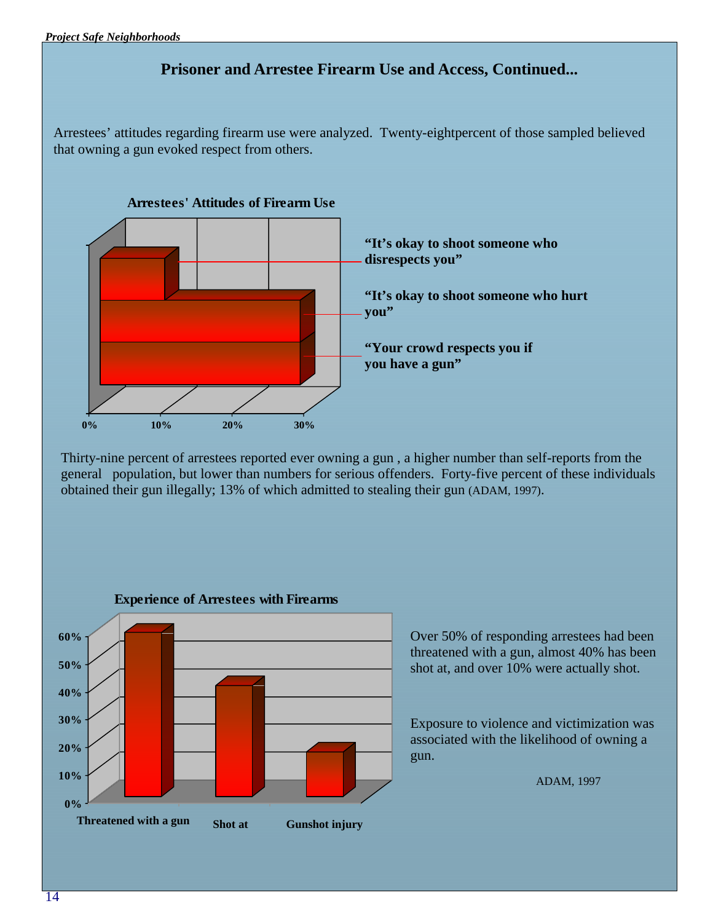## Prisoner and Arrestee Firearm Use and Access, Continued...

Arrestees' attitudes regarding firearm use were analyzed. Twenty-eightpercent of those sampled believed that owning a gun evoked respect from others.

**Arrestees' Attitudes of Firearm Use**

"It's okay to shoot someone who disrespects you"

"It's okay to shoot someone who hurt you"

"Your crowd respects you if you have a gun"

0% 10% 20% 30%

Thirty-nine percent of arrestees reported ever owning a gun , a higher number than self-reports from the general population, but lower than numbers for serious offenders. Forty-five percent of these individuals obtained their gun illegally; 13% of which admitted to stealing their gun (ADAM, 1997).

**Experience of Arrestees with Firearms**

0% 10% 20% 30% 40% 50% 60%

Threatened with a gun | Shot at | Gunshot injury

Over 50% of responding arrestees had been threatened with a gun, almost 40% has been shot at, and over 10% were actually shot.

Exposure to violence and victimization was associated with the likelihood of owning a gun.

ADAM, 1997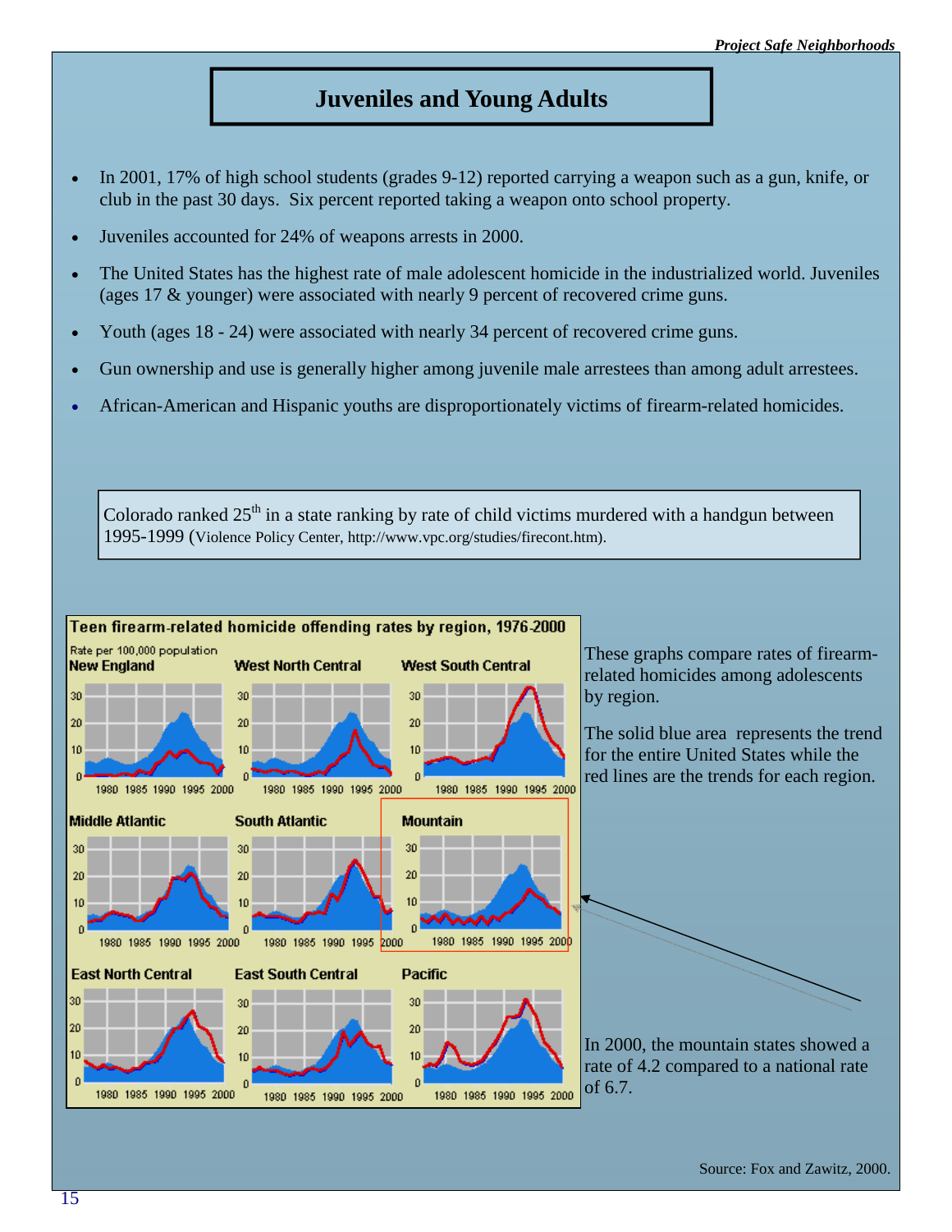# Juveniles and Young Adults

- In 2001, 17% of high school students (grades 9-12) reported carrying a weapon such as a gun, knife, or club in the past 30 days. Six percent reported taking a weapon onto school property.
- Juveniles accounted for 24% of weapons arrests in 2000.
- The United States has the highest rate of male adolescent homicide in the industrialized world. Juveniles (ages 17 & younger) were associated with nearly 9 percent of recovered crime guns.
- Youth (ages 18 - 24) were associated with nearly 34 percent of recovered crime guns.
- Gun ownership and use is generally higher among juvenile male arrestees than among adult arrestees.
- African-American and Hispanic youths are disproportionately victims of firearm-related homicides.

Colorado ranked 25th in a state ranking by rate of child victims murdered with a handgun between 1995-1999 (Violence Policy Center, http://www.vpc.org/studies/firecont.htm).

**Teen firearm-related homicide offending rates by region, 1976-2000**

These graphs compare rates of firearm-related homicides among adolescents by region.

The solid blue area represents the trend for the entire United States while the red lines are the trends for each region.

In 2000, the mountain states showed a rate of 4.2 compared to a national rate of 6.7.

Source: Fox and Zawitz, 2000.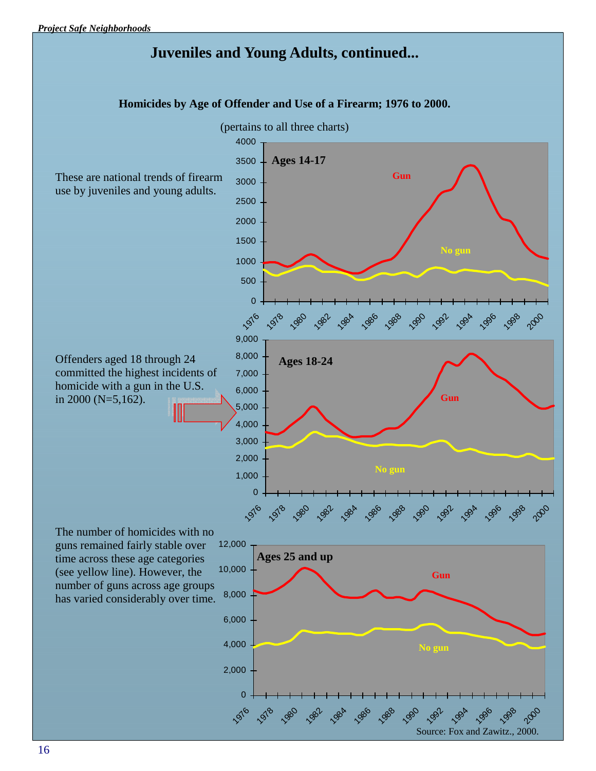# Juveniles and Young Adults, continued...

**Homicides by Age of Offender and Use of a Firearm; 1976 to 2000.**

(pertains to all three charts)

These are national trends of firearm use by juveniles and young adults.

Offenders aged 18 through 24 committed the highest incidents of homicide with a gun in the U.S. in 2000 (N=5,162).

The number of homicides with no guns remained fairly stable over time across these age categories (see yellow line). However, the number of guns across age groups has varied considerably over time.

Source: Fox and Zawitz., 2000.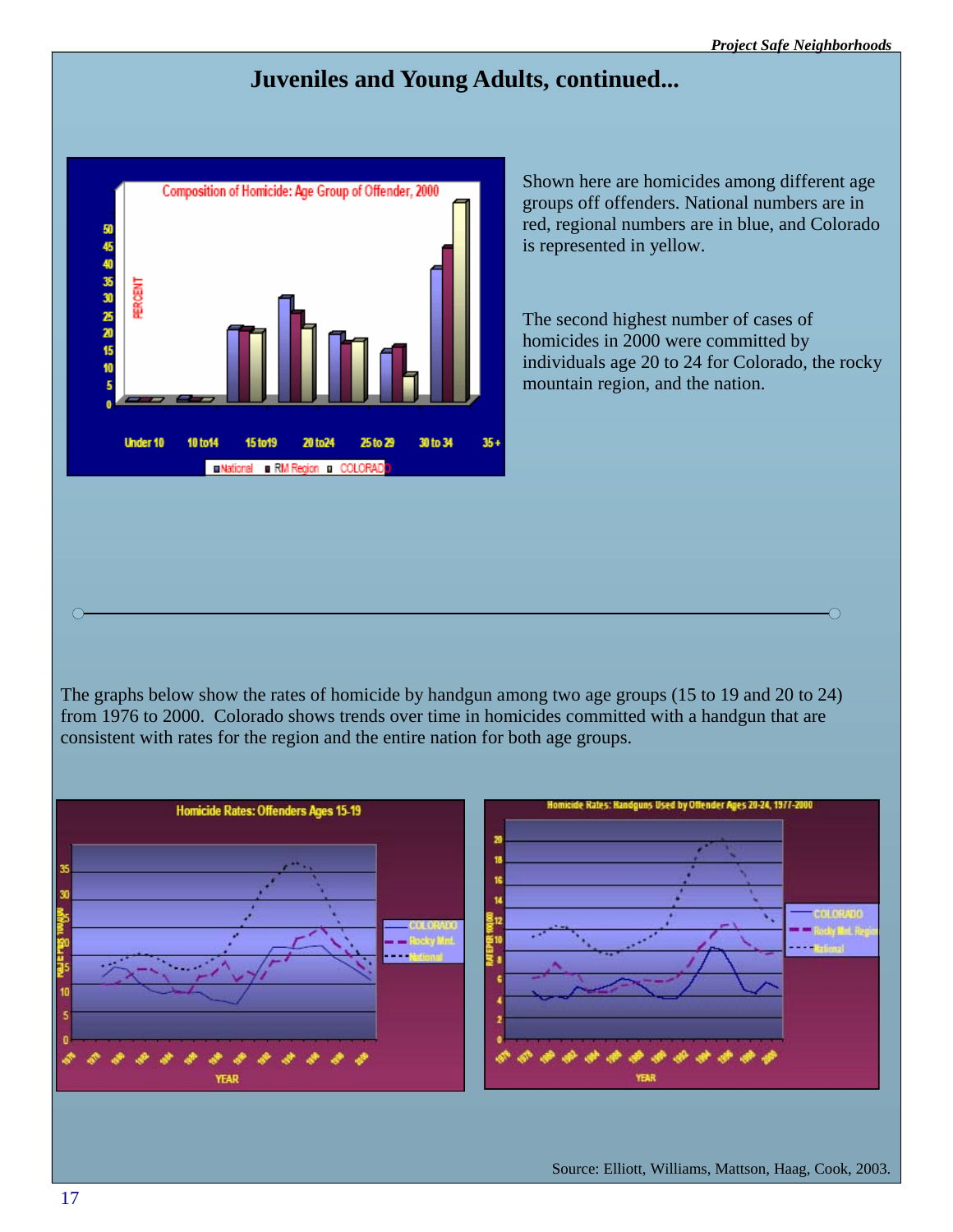# Juveniles and Young Adults, continued...

Shown here are homicides among different age groups off offenders. National numbers are in red, regional numbers are in blue, and Colorado is represented in yellow.

The second highest number of cases of homicides in 2000 were committed by individuals age 20 to 24 for Colorado, the rocky mountain region, and the nation.

The graphs below show the rates of homicide by handgun among two age groups (15 to 19 and 20 to 24) from 1976 to 2000. Colorado shows trends over time in homicides committed with a handgun that are consistent with rates for the region and the entire nation for both age groups.

Source: Elliott, Williams, Mattson, Haag, Cook, 2003.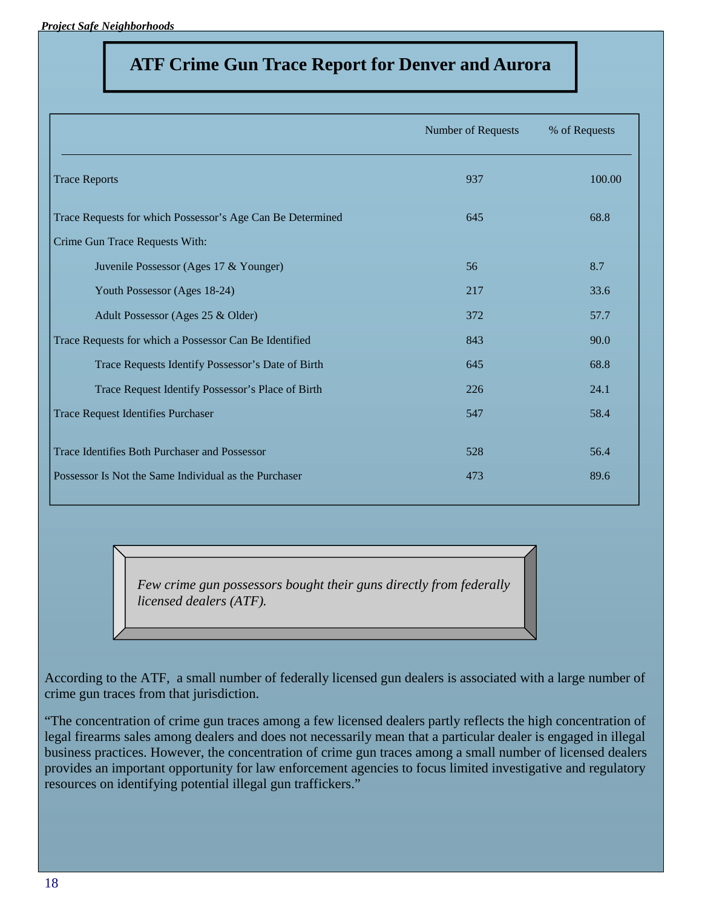# ATF Crime Gun Trace Report for Denver and Aurora

| | Number of Requests | % of Requests |
|---|---|---|
| Trace Reports | 937 | 100.00 |
| Trace Requests for which Possessor's Age Can Be Determined | 645 | 68.8 |
| Crime Gun Trace Requests With: | | |
| Juvenile Possessor (Ages 17 & Younger) | 56 | 8.7 |
| Youth Possessor (Ages 18-24) | 217 | 33.6 |
| Adult Possessor (Ages 25 & Older) | 372 | 57.7 |
| Trace Requests for which a Possessor Can Be Identified | 843 | 90.0 |
| Trace Requests Identify Possessor's Date of Birth | 645 | 68.8 |
| Trace Request Identify Possessor's Place of Birth | 226 | 24.1 |
| Trace Request Identifies Purchaser | 547 | 58.4 |
| Trace Identifies Both Purchaser and Possessor | 528 | 56.4 |
| Possessor Is Not the Same Individual as the Purchaser | 473 | 89.6 |

*Few crime gun possessors bought their guns directly from federally licensed dealers (ATF).*

According to the ATF, a small number of federally licensed gun dealers is associated with a large number of crime gun traces from that jurisdiction.

"The concentration of crime gun traces among a few licensed dealers partly reflects the high concentration of legal firearms sales among dealers and does not necessarily mean that a particular dealer is engaged in illegal business practices. However, the concentration of crime gun traces among a small number of licensed dealers provides an important opportunity for law enforcement agencies to focus limited investigative and regulatory resources on identifying potential illegal gun traffickers."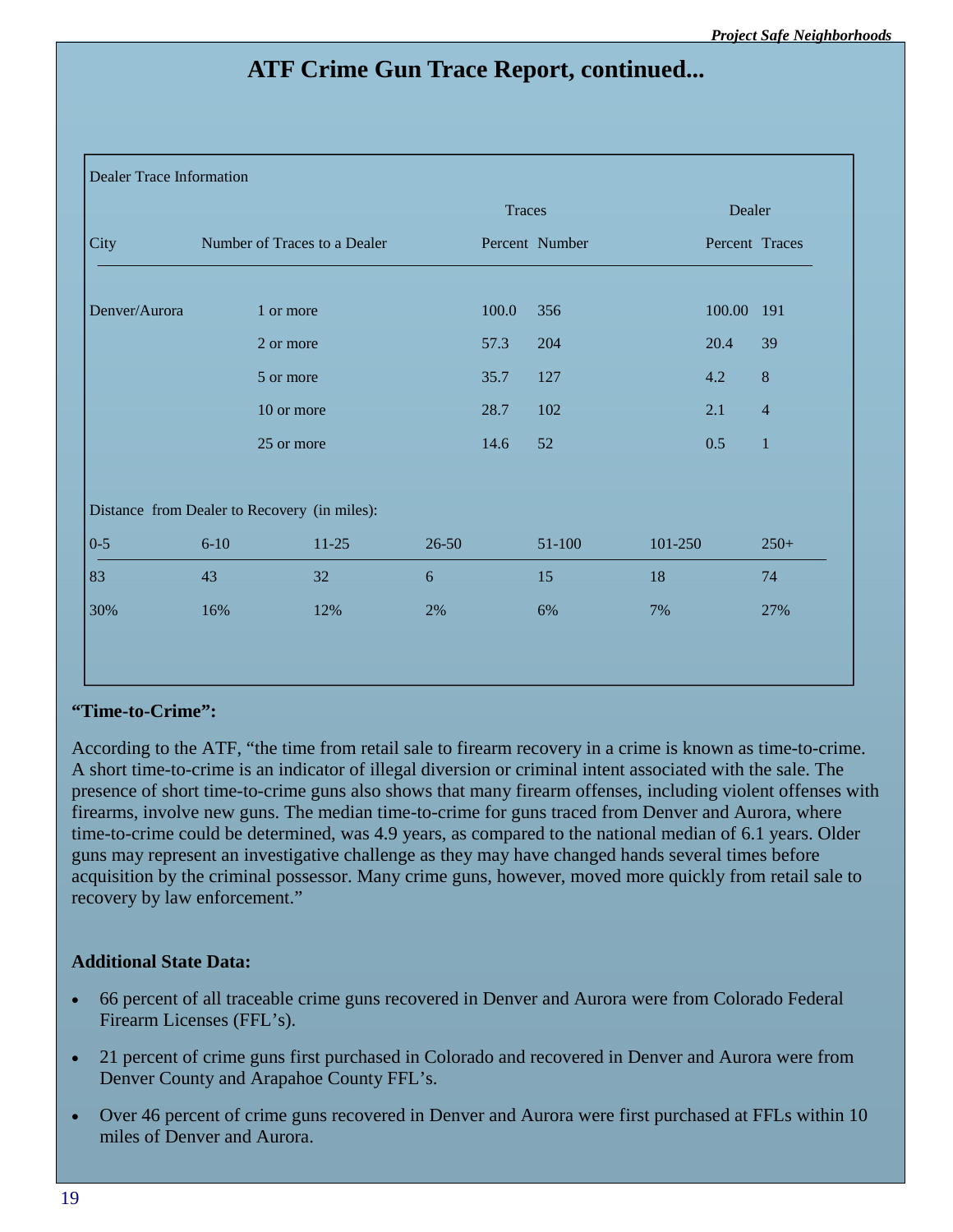# ATF Crime Gun Trace Report, continued...

Dealer Trace Information

| City | Number of Traces to a Dealer | Traces Percent | Traces Number | Dealer Percent | Dealer Traces |
|---|---|---|---|---|---|
| Denver/Aurora | 1 or more | 100.0 | 356 | 100.00 | 191 |
| | 2 or more | 57.3 | 204 | 20.4 | 39 |
| | 5 or more | 35.7 | 127 | 4.2 | 8 |
| | 10 or more | 28.7 | 102 | 2.1 | 4 |
| | 25 or more | 14.6 | 52 | 0.5 | 1 |

Distance from Dealer to Recovery (in miles):

| 0-5 | 6-10 | 11-25 | 26-50 | 51-100 | 101-250 | 250+ |
|---|---|---|---|---|---|---|
| 83 | 43 | 32 | 6 | 15 | 18 | 74 |
| 30% | 16% | 12% | 2% | 6% | 7% | 27% |

### "Time-to-Crime":

According to the ATF, "the time from retail sale to firearm recovery in a crime is known as time-to-crime. A short time-to-crime is an indicator of illegal diversion or criminal intent associated with the sale. The presence of short time-to-crime guns also shows that many firearm offenses, including violent offenses with firearms, involve new guns. The median time-to-crime for guns traced from Denver and Aurora, where time-to-crime could be determined, was 4.9 years, as compared to the national median of 6.1 years. Older guns may represent an investigative challenge as they may have changed hands several times before acquisition by the criminal possessor. Many crime guns, however, moved more quickly from retail sale to recovery by law enforcement."

### Additional State Data:

- 66 percent of all traceable crime guns recovered in Denver and Aurora were from Colorado Federal Firearm Licenses (FFL's).
- 21 percent of crime guns first purchased in Colorado and recovered in Denver and Aurora were from Denver County and Arapahoe County FFL's.
- Over 46 percent of crime guns recovered in Denver and Aurora were first purchased at FFLs within 10 miles of Denver and Aurora.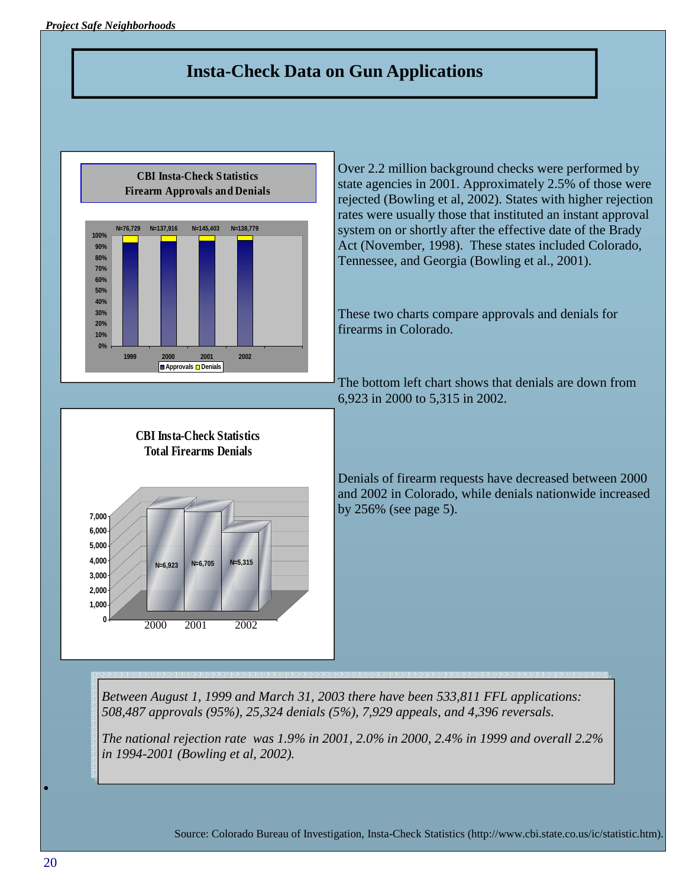# Insta-Check Data on Gun Applications

**CBI Insta-Check Statistics**
**Firearm Approvals and Denials**

| Year | N |
|---|---|
| 1999 | N=76,729 |
| 2000 | N=137,916 |
| 2001 | N=145,403 |
| 2002 | N=138,779 |

Approvals / Denials

**CBI Insta-Check Statistics**
**Total Firearms Denials**

| Year | Denials |
|---|---|
| 2000 | N=6,923 |
| 2001 | N=6,705 |
| 2002 | N=5,315 |

Over 2.2 million background checks were performed by state agencies in 2001. Approximately 2.5% of those were rejected (Bowling et al, 2002). States with higher rejection rates were usually those that instituted an instant approval system on or shortly after the effective date of the Brady Act (November, 1998). These states included Colorado, Tennessee, and Georgia (Bowling et al., 2001).

These two charts compare approvals and denials for firearms in Colorado.

The bottom left chart shows that denials are down from 6,923 in 2000 to 5,315 in 2002.

Denials of firearm requests have decreased between 2000 and 2002 in Colorado, while denials nationwide increased by 256% (see page 5).

*Between August 1, 1999 and March 31, 2003 there have been 533,811 FFL applications: 508,487 approvals (95%), 25,324 denials (5%), 7,929 appeals, and 4,396 reversals.*

*The national rejection rate was 1.9% in 2001, 2.0% in 2000, 2.4% in 1999 and overall 2.2% in 1994-2001 (Bowling et al, 2002).*

Source: Colorado Bureau of Investigation, Insta-Check Statistics (http://www.cbi.state.co.us/ic/statistic.htm).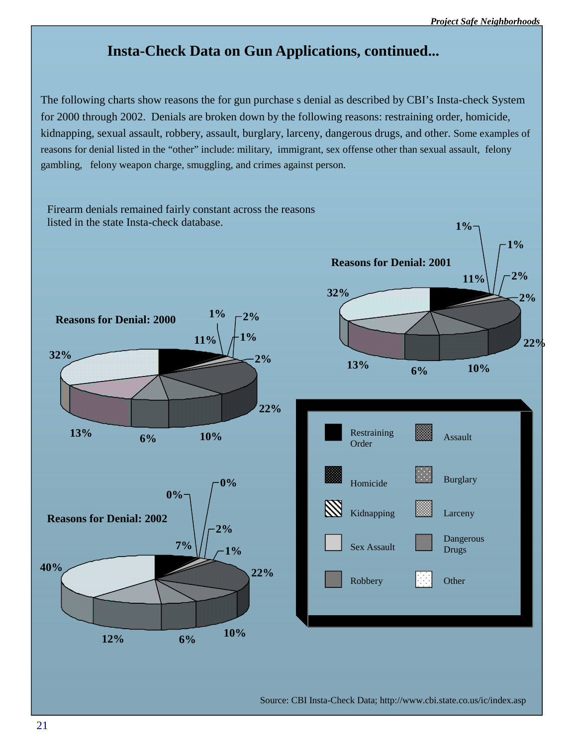# Insta-Check Data on Gun Applications, continued...

The following charts show reasons the for gun purchase s denial as described by CBI's Insta-check System for 2000 through 2002. Denials are broken down by the following reasons: restraining order, homicide, kidnapping, sexual assault, robbery, assault, burglary, larceny, dangerous drugs, and other. Some examples of reasons for denial listed in the "other" include: military, immigrant, sex offense other than sexual assault, felony gambling, felony weapon charge, smuggling, and crimes against person.

Firearm denials remained fairly constant across the reasons listed in the state Insta-check database.

**Reasons for Denial: 2000**

11%, 1%, 2%, 1%, 2%, 22%, 10%, 6%, 13%, 32%

**Reasons for Denial: 2001**

11%, 1%, 1%, 2%, 2%, 22%, 10%, 6%, 13%, 32%

**Reasons for Denial: 2002**

7%, 0%, 0%, 2%, 1%, 22%, 10%, 6%, 12%, 40%

Legend: Restraining Order, Homicide, Kidnapping, Sex Assault, Robbery, Assault, Burglary, Larceny, Dangerous Drugs, Other

Source: CBI Insta-Check Data; http://www.cbi.state.co.us/ic/index.asp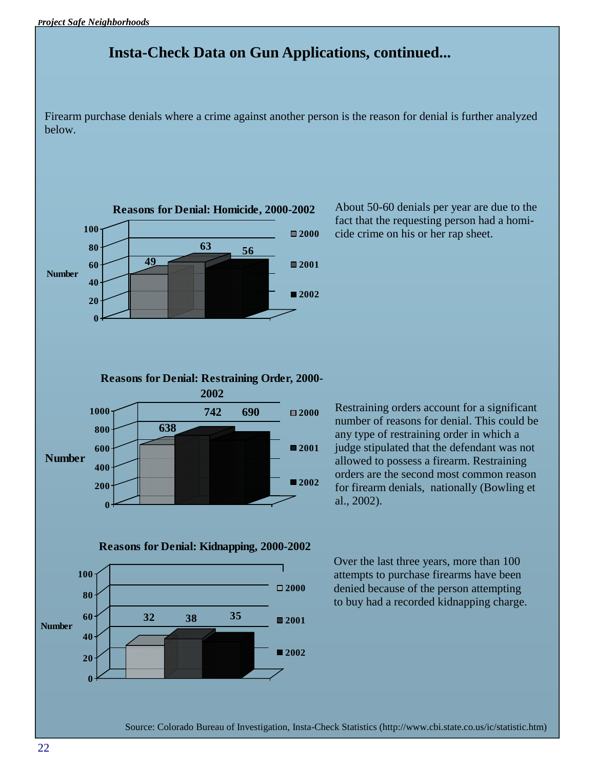# Insta-Check Data on Gun Applications, continued...

Firearm purchase denials where a crime against another person is the reason for denial is further analyzed below.

**Reasons for Denial: Homicide, 2000-2002**

| Year | Number |
| --- | --- |
| 2000 | 49 |
| 2001 | 63 |
| 2002 | 56 |

About 50-60 denials per year are due to the fact that the requesting person had a homicide crime on his or her rap sheet.

**Reasons for Denial: Restraining Order, 2000-2002**

| Year | Number |
| --- | --- |
| 2000 | 638 |
| 2001 | 742 |
| 2002 | 690 |

Restraining orders account for a significant number of reasons for denial. This could be any type of restraining order in which a judge stipulated that the defendant was not allowed to possess a firearm. Restraining orders are the second most common reason for firearm denials, nationally (Bowling et al., 2002).

**Reasons for Denial: Kidnapping, 2000-2002**

| Year | Number |
| --- | --- |
| 2000 | 32 |
| 2001 | 38 |
| 2002 | 35 |

Over the last three years, more than 100 attempts to purchase firearms have been denied because of the person attempting to buy had a recorded kidnapping charge.

Source: Colorado Bureau of Investigation, Insta-Check Statistics (http://www.cbi.state.co.us/ic/statistic.htm)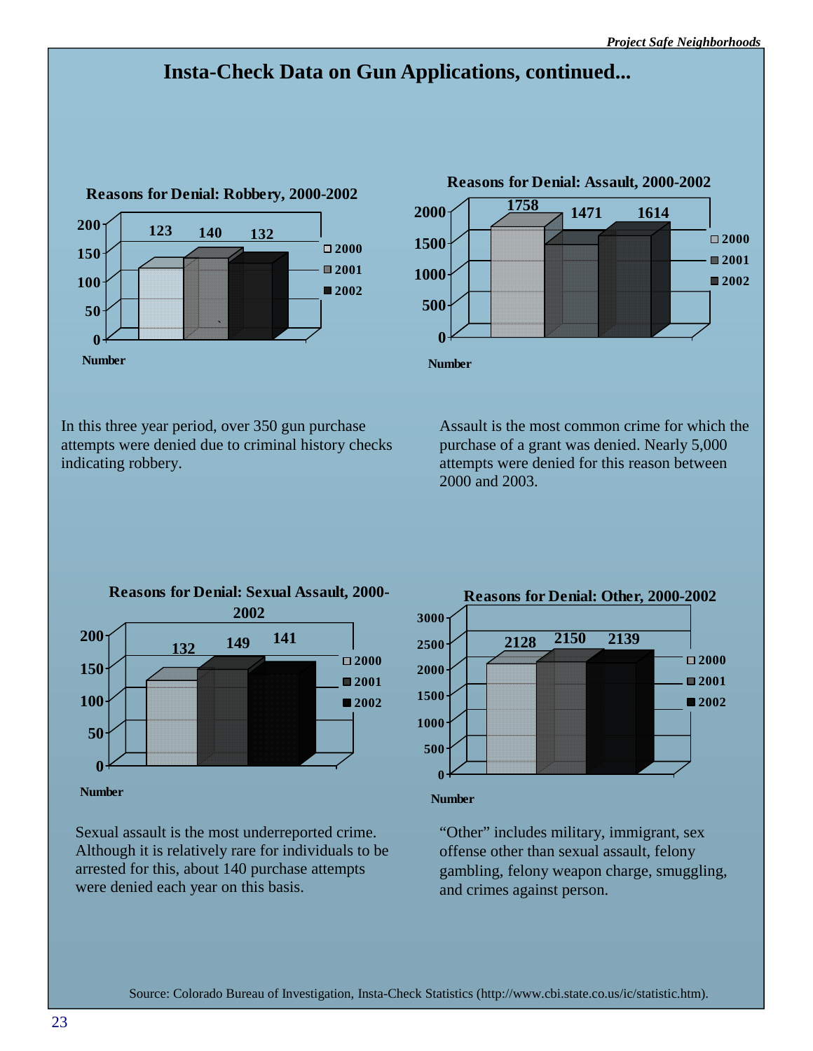# Insta-Check Data on Gun Applications, continued...

**Reasons for Denial: Robbery, 2000-2002**

| Year | Number |
|---|---|
| 2000 | 123 |
| 2001 | 140 |
| 2002 | 132 |

In this three year period, over 350 gun purchase attempts were denied due to criminal history checks indicating robbery.

**Reasons for Denial: Assault, 2000-2002**

| Year | Number |
|---|---|
| 2000 | 1758 |
| 2001 | 1471 |
| 2002 | 1614 |

Assault is the most common crime for which the purchase of a grant was denied. Nearly 5,000 attempts were denied for this reason between 2000 and 2003.

**Reasons for Denial: Sexual Assault, 2000-2002**

| Year | Number |
|---|---|
| 2000 | 132 |
| 2001 | 149 |
| 2002 | 141 |

Sexual assault is the most underreported crime. Although it is relatively rare for individuals to be arrested for this, about 140 purchase attempts were denied each year on this basis.

**Reasons for Denial: Other, 2000-2002**

| Year | Number |
|---|---|
| 2000 | 2128 |
| 2001 | 2150 |
| 2002 | 2139 |

"Other" includes military, immigrant, sex offense other than sexual assault, felony gambling, felony weapon charge, smuggling, and crimes against person.

Source: Colorado Bureau of Investigation, Insta-Check Statistics (http://www.cbi.state.co.us/ic/statistic.htm).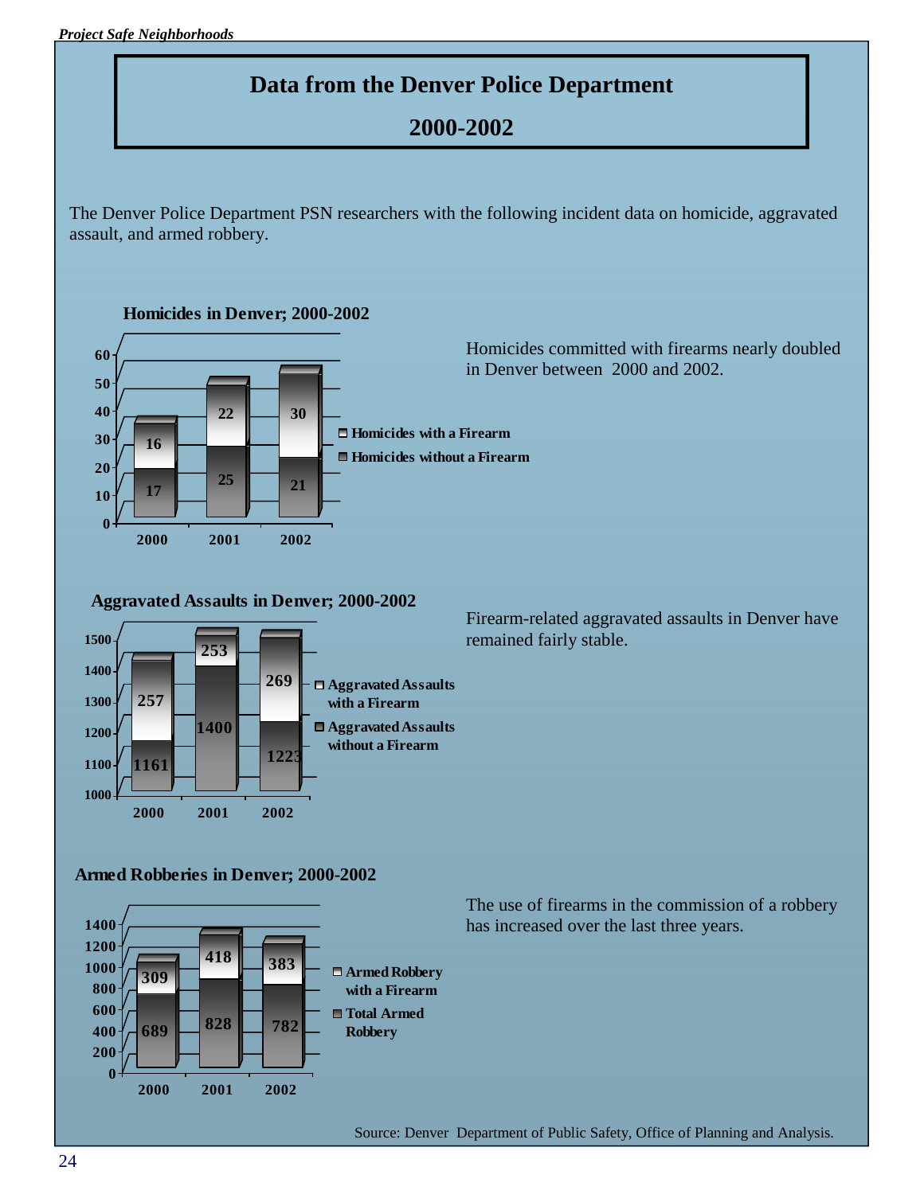# Data from the Denver Police Department

## 2000-2002

The Denver Police Department PSN researchers with the following incident data on homicide, aggravated assault, and armed robbery.

### Homicides in Denver; 2000-2002

| Year | Homicides with a Firearm | Homicides without a Firearm |
|---|---|---|
| 2000 | 16 | 17 |
| 2001 | 22 | 25 |
| 2002 | 30 | 21 |

Homicides committed with firearms nearly doubled in Denver between 2000 and 2002.

### Aggravated Assaults in Denver; 2000-2002

| Year | Aggravated Assaults with a Firearm | Aggravated Assaults without a Firearm |
|---|---|---|
| 2000 | 257 | 1161 |
| 2001 | 253 | 1400 |
| 2002 | 269 | 1223 |

Firearm-related aggravated assaults in Denver have remained fairly stable.

### Armed Robberies in Denver; 2000-2002

| Year | Armed Robbery with a Firearm | Total Armed Robbery |
|---|---|---|
| 2000 | 309 | 689 |
| 2001 | 418 | 828 |
| 2002 | 383 | 782 |

The use of firearms in the commission of a robbery has increased over the last three years.

Source: Denver Department of Public Safety, Office of Planning and Analysis.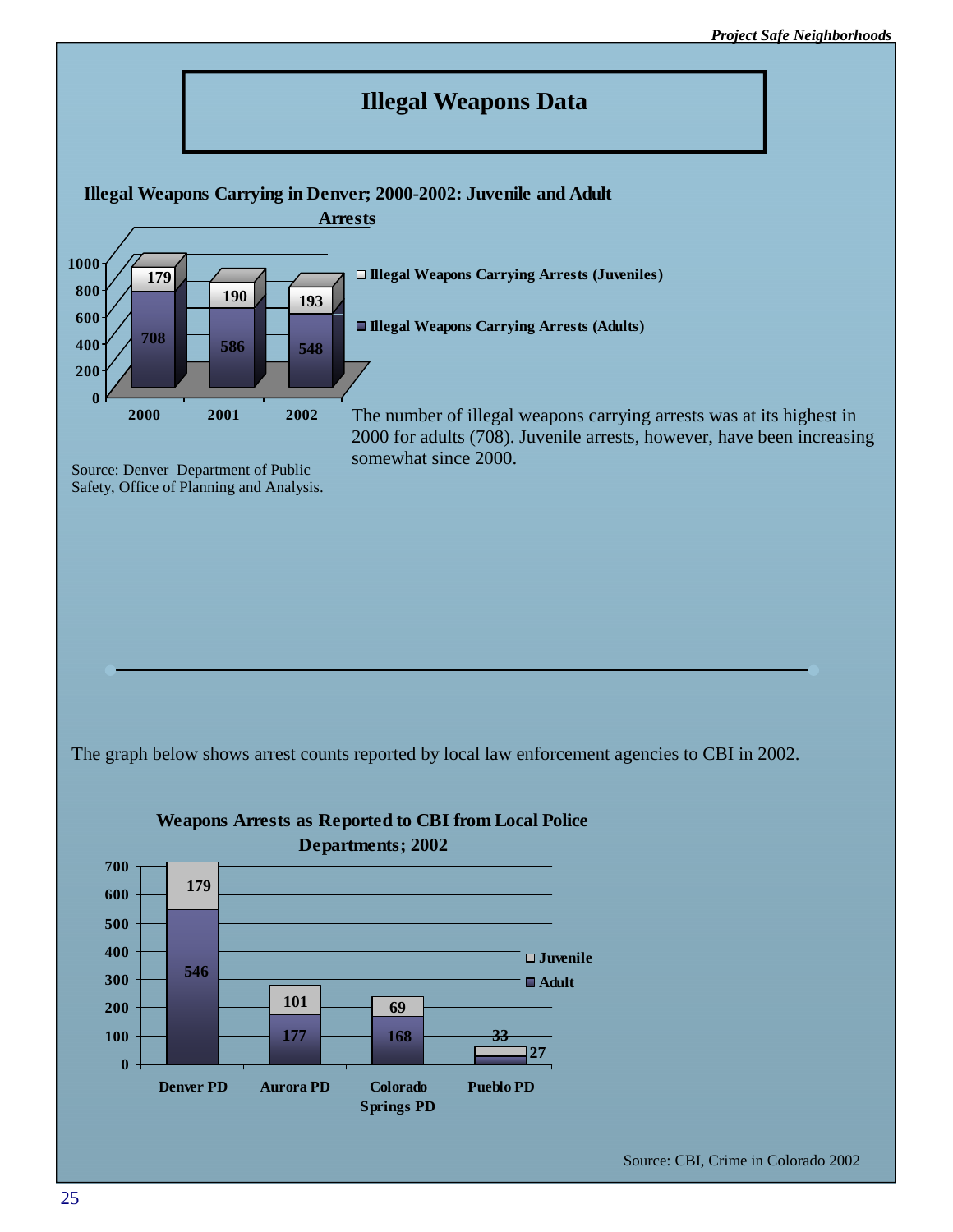# Illegal Weapons Data

**Illegal Weapons Carrying in Denver; 2000-2002: Juvenile and Adult Arrests**

| Year | Illegal Weapons Carrying Arrests (Adults) | Illegal Weapons Carrying Arrests (Juveniles) |
|---|---|---|
| 2000 | 708 | 179 |
| 2001 | 586 | 190 |
| 2002 | 548 | 193 |

Source: Denver Department of Public Safety, Office of Planning and Analysis.

The number of illegal weapons carrying arrests was at its highest in 2000 for adults (708). Juvenile arrests, however, have been increasing somewhat since 2000.

---

The graph below shows arrest counts reported by local law enforcement agencies to CBI in 2002.

**Weapons Arrests as Reported to CBI from Local Police Departments; 2002**

| Department | Adult | Juvenile |
|---|---|---|
| Denver PD | 546 | 179 |
| Aurora PD | 177 | 101 |
| Colorado Springs PD | 168 | 69 |
| Pueblo PD | 27 | 33 |

Source: CBI, Crime in Colorado 2002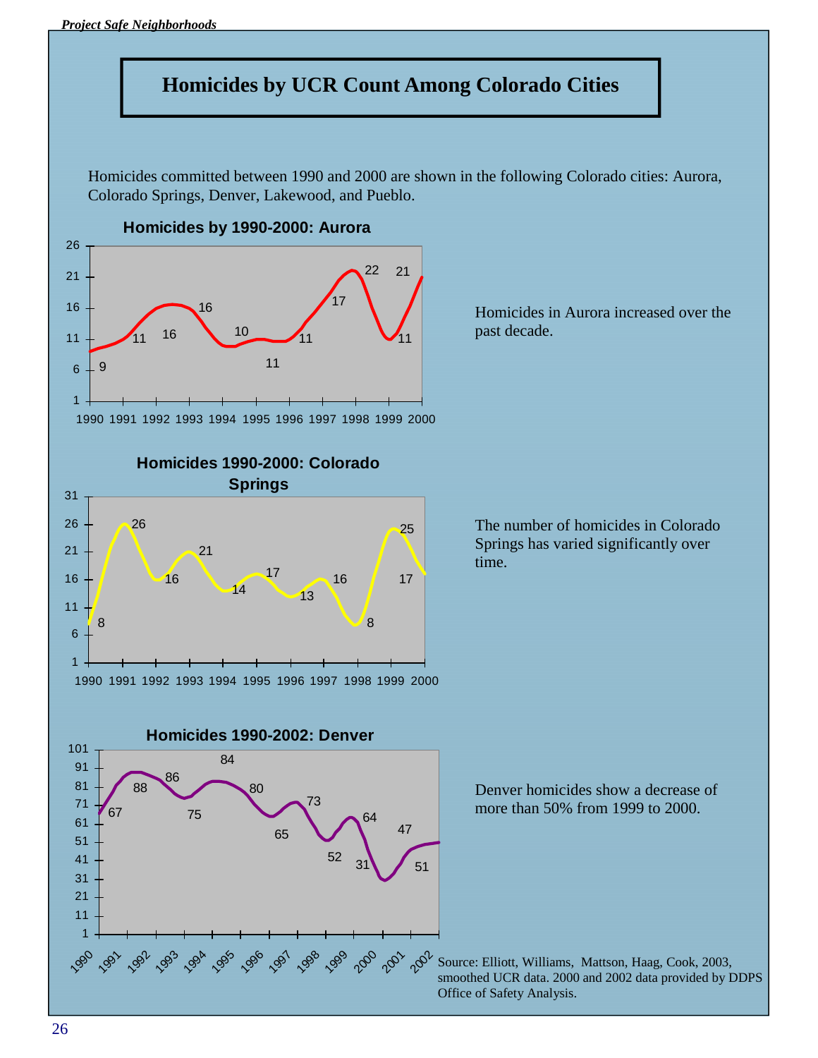# Homicides by UCR Count Among Colorado Cities

Homicides committed between 1990 and 2000 are shown in the following Colorado cities: Aurora, Colorado Springs, Denver, Lakewood, and Pueblo.

**Homicides by 1990-2000: Aurora**

Homicides in Aurora increased over the past decade.

**Homicides 1990-2000: Colorado Springs**

The number of homicides in Colorado Springs has varied significantly over time.

**Homicides 1990-2002: Denver**

Denver homicides show a decrease of more than 50% from 1999 to 2000.

Source: Elliott, Williams, Mattson, Haag, Cook, 2003, smoothed UCR data. 2000 and 2002 data provided by DDPS Office of Safety Analysis.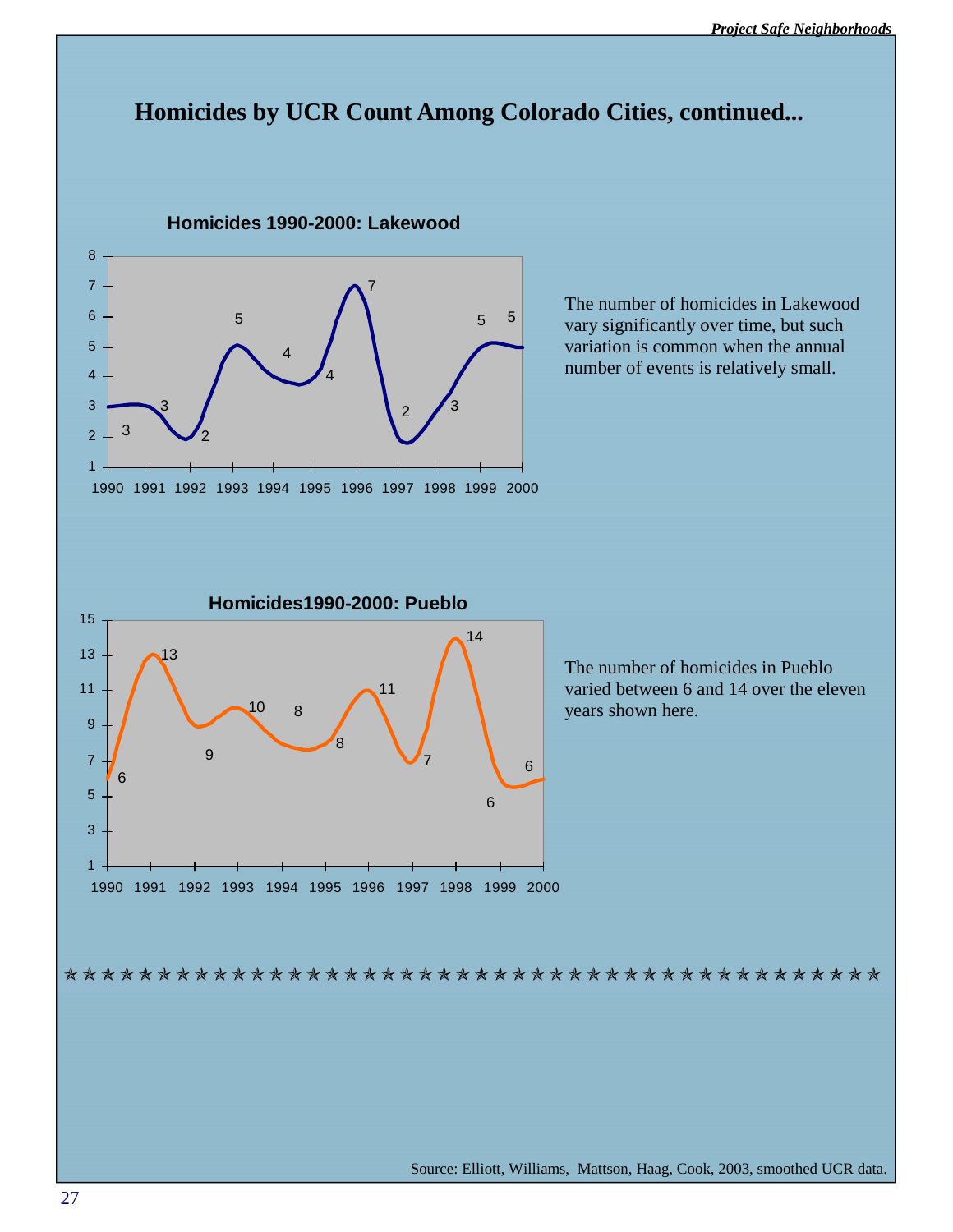# Homicides by UCR Count Among Colorado Cities, continued...

**Homicides 1990-2000: Lakewood**

| Year | 1990 | 1991 | 1992 | 1993 | 1994 | 1995 | 1996 | 1997 | 1998 | 1999 | 2000 |
|---|---|---|---|---|---|---|---|---|---|---|---|
| Homicides | 3 | 3 | 2 | 5 | 4 | 4 | 7 | 2 | 3 | 5 | 5 |

The number of homicides in Lakewood vary significantly over time, but such variation is common when the annual number of events is relatively small.

**Homicides1990-2000: Pueblo**

| Year | 1990 | 1991 | 1992 | 1993 | 1994 | 1995 | 1996 | 1997 | 1998 | 1999 | 2000 |
|---|---|---|---|---|---|---|---|---|---|---|---|
| Homicides | 6 | 13 | 9 | 10 | 8 | 8 | 11 | 7 | 14 | 6 | 6 |

The number of homicides in Pueblo varied between 6 and 14 over the eleven years shown here.

Source: Elliott, Williams, Mattson, Haag, Cook, 2003, smoothed UCR data.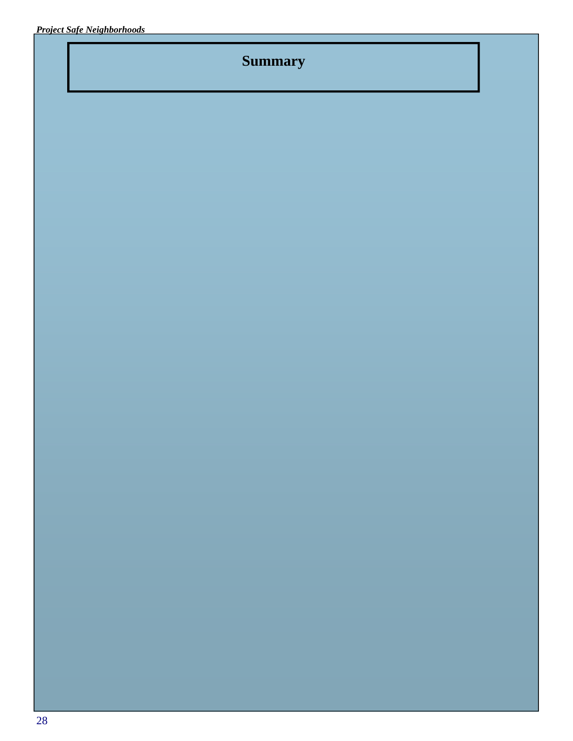# Summary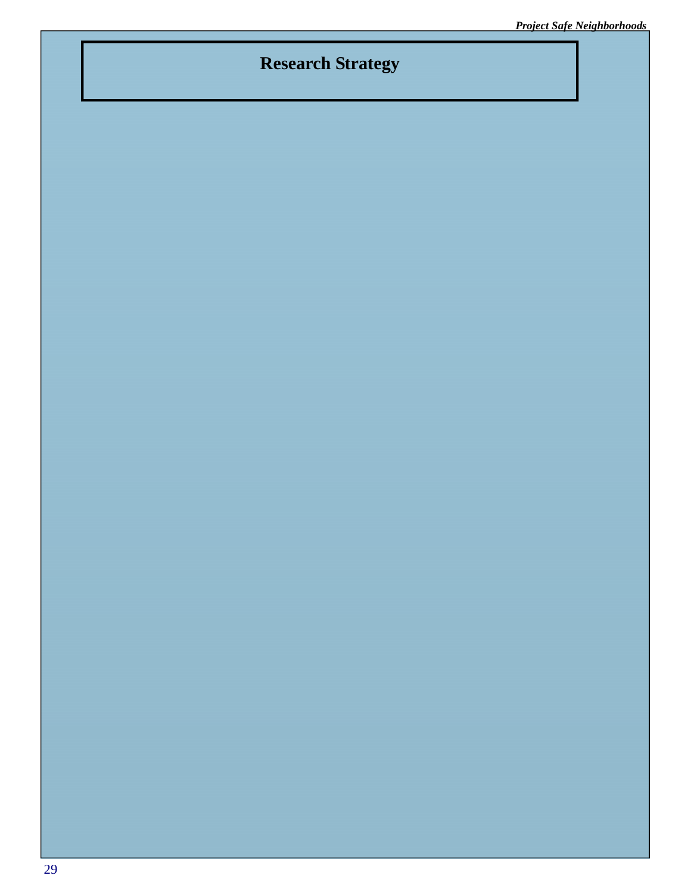# Research Strategy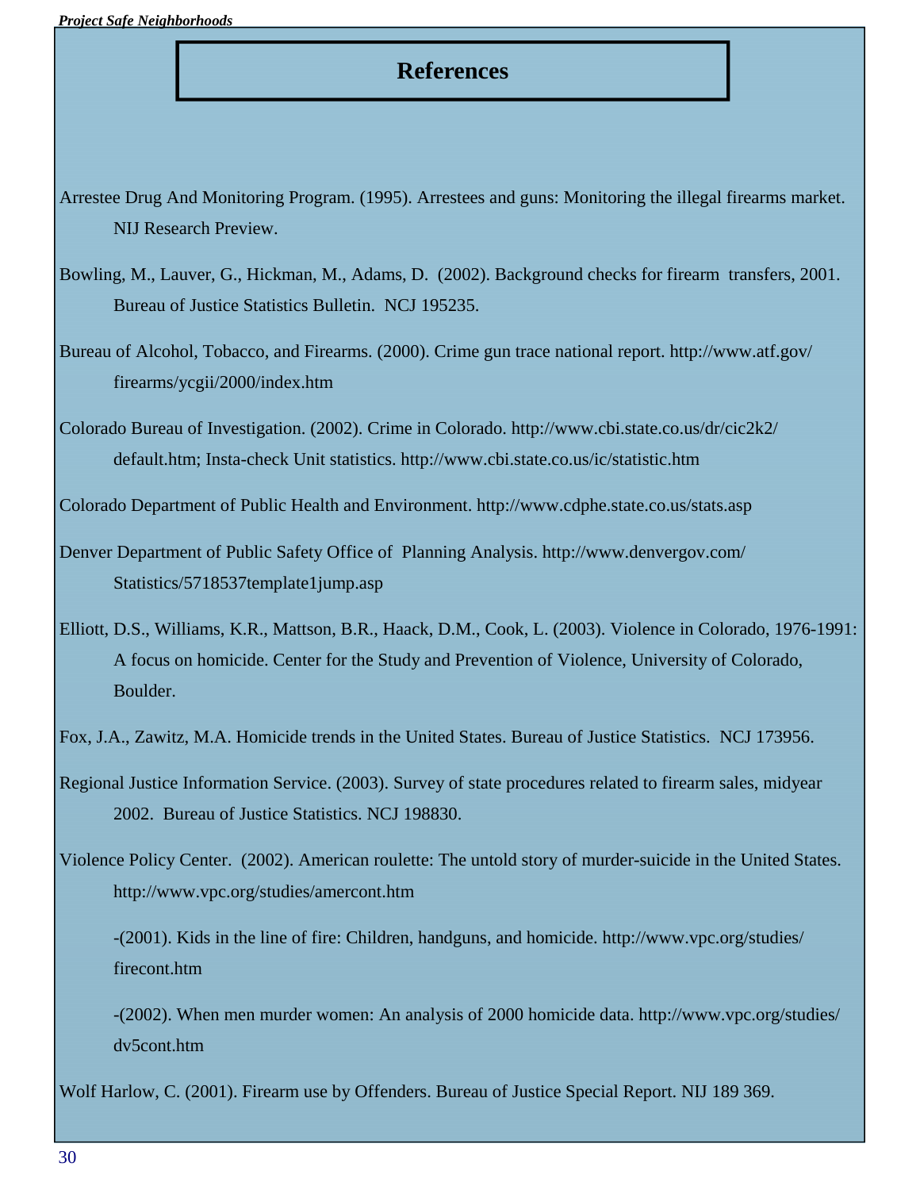# References

Arrestee Drug And Monitoring Program. (1995). Arrestees and guns: Monitoring the illegal firearms market. NIJ Research Preview.

Bowling, M., Lauver, G., Hickman, M., Adams, D. (2002). Background checks for firearm transfers, 2001. Bureau of Justice Statistics Bulletin. NCJ 195235.

Bureau of Alcohol, Tobacco, and Firearms. (2000). Crime gun trace national report. http://www.atf.gov/firearms/ycgii/2000/index.htm

Colorado Bureau of Investigation. (2002). Crime in Colorado. http://www.cbi.state.co.us/dr/cic2k2/default.htm; Insta-check Unit statistics. http://www.cbi.state.co.us/ic/statistic.htm

Colorado Department of Public Health and Environment. http://www.cdphe.state.co.us/stats.asp

Denver Department of Public Safety Office of Planning Analysis. http://www.denvergov.com/Statistics/5718537template1jump.asp

Elliott, D.S., Williams, K.R., Mattson, B.R., Haack, D.M., Cook, L. (2003). Violence in Colorado, 1976-1991: A focus on homicide. Center for the Study and Prevention of Violence, University of Colorado, Boulder.

Fox, J.A., Zawitz, M.A. Homicide trends in the United States. Bureau of Justice Statistics. NCJ 173956.

Regional Justice Information Service. (2003). Survey of state procedures related to firearm sales, midyear 2002. Bureau of Justice Statistics. NCJ 198830.

Violence Policy Center. (2002). American roulette: The untold story of murder-suicide in the United States. http://www.vpc.org/studies/amercont.htm

-(2001). Kids in the line of fire: Children, handguns, and homicide. http://www.vpc.org/studies/firecont.htm

-(2002). When men murder women: An analysis of 2000 homicide data. http://www.vpc.org/studies/dv5cont.htm

Wolf Harlow, C. (2001). Firearm use by Offenders. Bureau of Justice Special Report. NIJ 189 369.